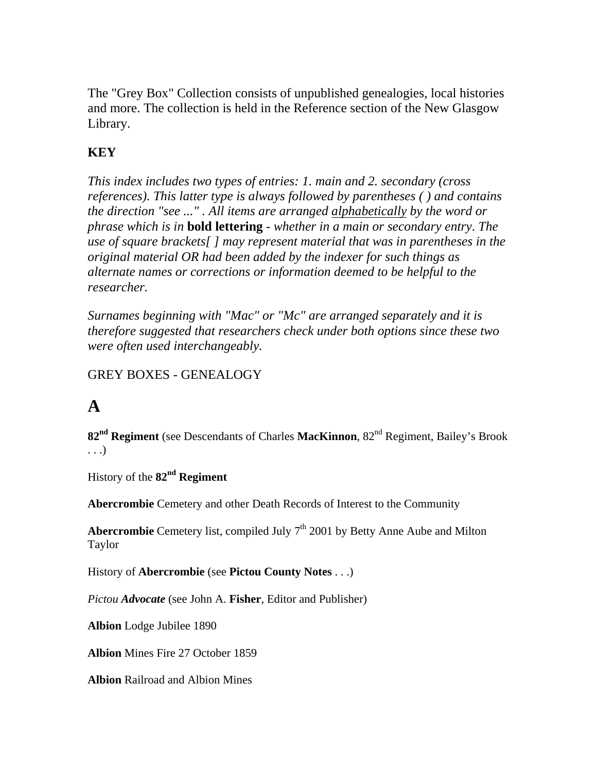The "Grey Box" Collection consists of unpublished genealogies, local histories and more. The collection is held in the Reference section of the New Glasgow Library.

**KEY**

*This index includes two types of entries: 1. main and 2. secondary (cross references). This latter type is always followed by parentheses ( ) and contains the direction "see ..." . All items are arranged alphabetically by the word or phrase which is in* **bold lettering** *- whether in a main or secondary entry. The use of square brackets[ ] may represent material that was in parentheses in the original material OR had been added by the indexer for such things as alternate names or corrections or information deemed to be helpful to the researcher.*

*Surnames beginning with "Mac" or "Mc" are arranged separately and it is therefore suggested that researchers check under both options since these two were often used interchangeably.*

GREY BOXES - GENEALOGY

# A

**82nd Regiment** (see Descendants of Charles **MacKinnon**, 82nd Regiment, Bailey's Brook . . .)

History of the **82nd Regiment**

**Abercrombie** Cemetery and other Death Records of Interest to the Community

**Abercrombie** Cemetery list, compiled July 7th 2001 by Betty Anne Aube and Milton Taylor

History of **Abercrombie** (see **Pictou County Notes** . . .)

*Pictou* ***Advocate*** (see John A. **Fisher**, Editor and Publisher)

**Albion** Lodge Jubilee 1890

**Albion** Mines Fire 27 October 1859

**Albion** Railroad and Albion Mines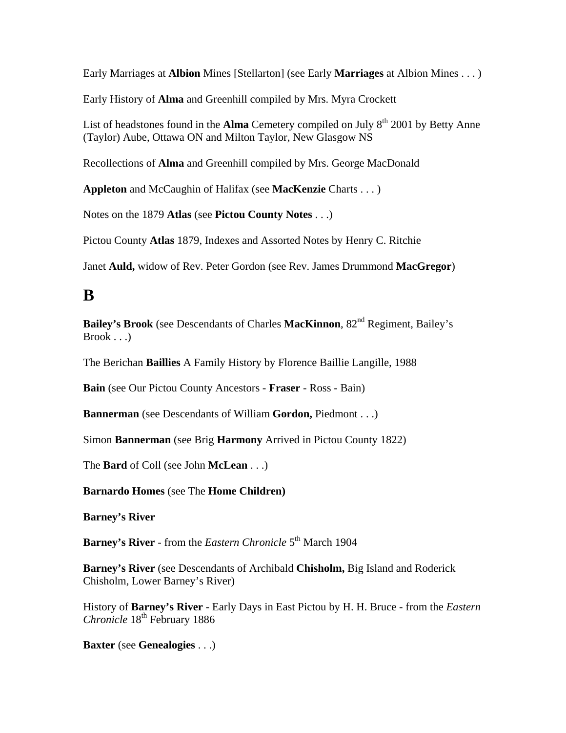Early Marriages at **Albion** Mines [Stellarton] (see Early **Marriages** at Albion Mines . . . )

Early History of **Alma** and Greenhill compiled by Mrs. Myra Crockett

List of headstones found in the **Alma** Cemetery compiled on July 8th 2001 by Betty Anne (Taylor) Aube, Ottawa ON and Milton Taylor, New Glasgow NS

Recollections of **Alma** and Greenhill compiled by Mrs. George MacDonald

**Appleton** and McCaughin of Halifax (see **MacKenzie** Charts . . . )

Notes on the 1879 **Atlas** (see **Pictou County Notes** . . .)

Pictou County **Atlas** 1879, Indexes and Assorted Notes by Henry C. Ritchie

Janet **Auld,** widow of Rev. Peter Gordon (see Rev. James Drummond **MacGregor**)

# B

**Bailey's Brook** (see Descendants of Charles **MacKinnon**, 82nd Regiment, Bailey's Brook . . .)

The Berichan **Baillies** A Family History by Florence Baillie Langille, 1988

**Bain** (see Our Pictou County Ancestors - **Fraser** - Ross - Bain)

**Bannerman** (see Descendants of William **Gordon,** Piedmont . . .)

Simon **Bannerman** (see Brig **Harmony** Arrived in Pictou County 1822)

The **Bard** of Coll (see John **McLean** . . .)

**Barnardo Homes** (see The **Home Children)**

**Barney's River**

**Barney's River** - from the *Eastern Chronicle* 5th March 1904

**Barney's River** (see Descendants of Archibald **Chisholm,** Big Island and Roderick Chisholm, Lower Barney's River)

History of **Barney's River** - Early Days in East Pictou by H. H. Bruce - from the *Eastern Chronicle* 18th February 1886

**Baxter** (see **Genealogies** . . .)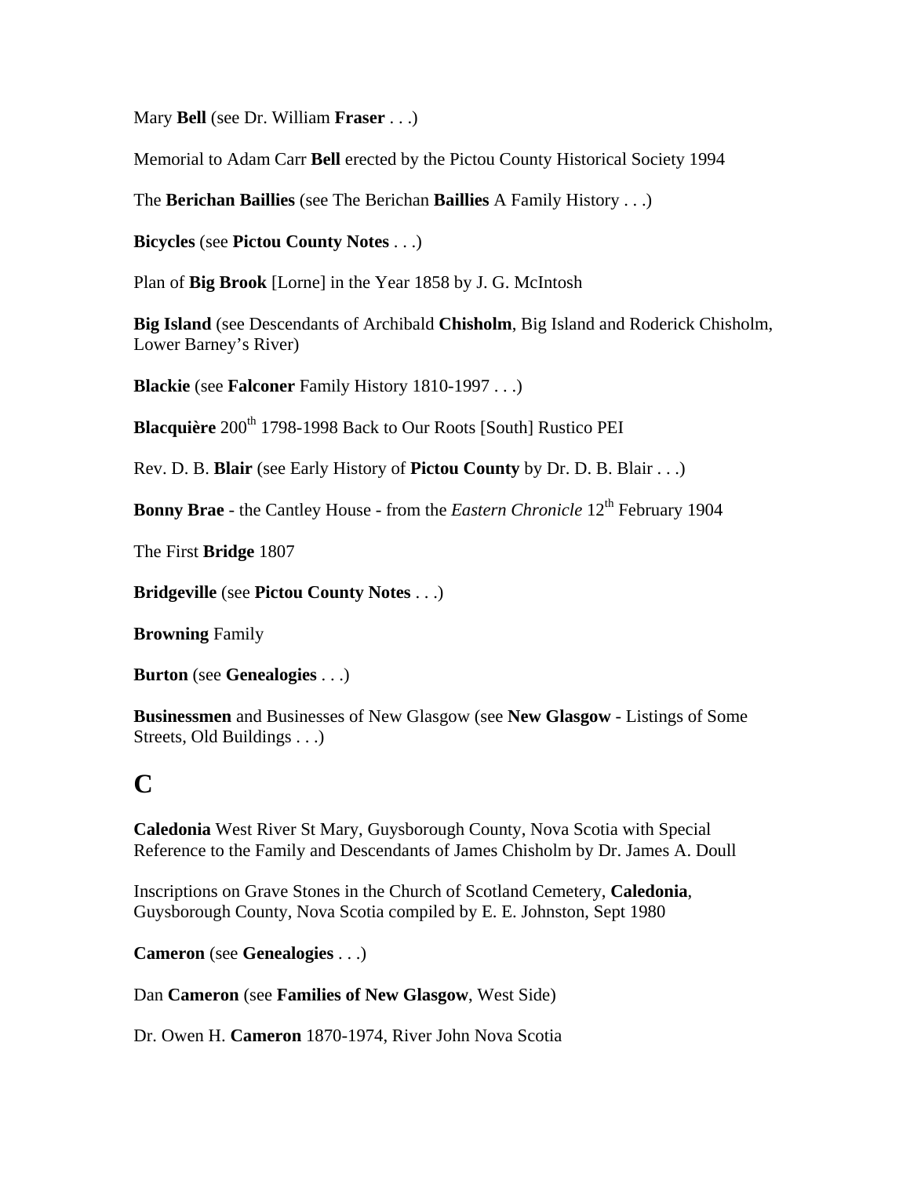Mary **Bell** (see Dr. William **Fraser** . . .)

Memorial to Adam Carr **Bell** erected by the Pictou County Historical Society 1994

The **Berichan Baillies** (see The Berichan **Baillies** A Family History . . .)

**Bicycles** (see **Pictou County Notes** . . .)

Plan of **Big Brook** [Lorne] in the Year 1858 by J. G. McIntosh

**Big Island** (see Descendants of Archibald **Chisholm**, Big Island and Roderick Chisholm, Lower Barney's River)

**Blackie** (see **Falconer** Family History 1810-1997 . . .)

**Blacquière** 200th 1798-1998 Back to Our Roots [South] Rustico PEI

Rev. D. B. **Blair** (see Early History of **Pictou County** by Dr. D. B. Blair . . .)

**Bonny Brae** - the Cantley House - from the *Eastern Chronicle* 12th February 1904

The First **Bridge** 1807

**Bridgeville** (see **Pictou County Notes** . . .)

**Browning** Family

**Burton** (see **Genealogies** . . .)

**Businessmen** and Businesses of New Glasgow (see **New Glasgow** - Listings of Some Streets, Old Buildings . . .)

# C

**Caledonia** West River St Mary, Guysborough County, Nova Scotia with Special Reference to the Family and Descendants of James Chisholm by Dr. James A. Doull

Inscriptions on Grave Stones in the Church of Scotland Cemetery, **Caledonia**, Guysborough County, Nova Scotia compiled by E. E. Johnston, Sept 1980

**Cameron** (see **Genealogies** . . .)

Dan **Cameron** (see **Families of New Glasgow**, West Side)

Dr. Owen H. **Cameron** 1870-1974, River John Nova Scotia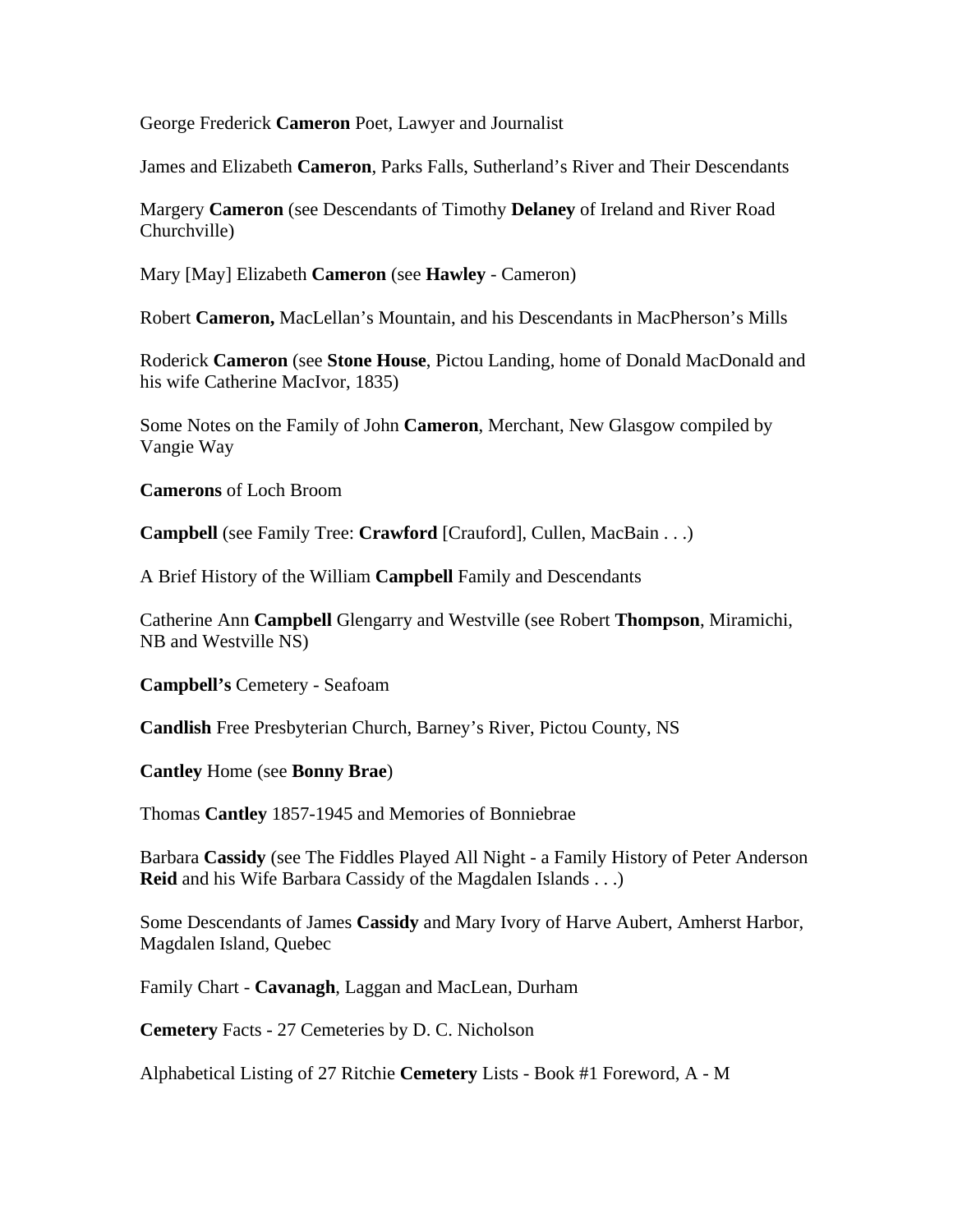George Frederick **Cameron** Poet, Lawyer and Journalist

James and Elizabeth **Cameron**, Parks Falls, Sutherland's River and Their Descendants

Margery **Cameron** (see Descendants of Timothy **Delaney** of Ireland and River Road Churchville)

Mary [May] Elizabeth **Cameron** (see **Hawley** - Cameron)

Robert **Cameron,** MacLellan's Mountain, and his Descendants in MacPherson's Mills

Roderick **Cameron** (see **Stone House**, Pictou Landing, home of Donald MacDonald and his wife Catherine MacIvor, 1835)

Some Notes on the Family of John **Cameron**, Merchant, New Glasgow compiled by Vangie Way

**Camerons** of Loch Broom

**Campbell** (see Family Tree: **Crawford** [Crauford], Cullen, MacBain . . .)

A Brief History of the William **Campbell** Family and Descendants

Catherine Ann **Campbell** Glengarry and Westville (see Robert **Thompson**, Miramichi, NB and Westville NS)

**Campbell's** Cemetery - Seafoam

**Candlish** Free Presbyterian Church, Barney's River, Pictou County, NS

**Cantley** Home (see **Bonny Brae**)

Thomas **Cantley** 1857-1945 and Memories of Bonniebrae

Barbara **Cassidy** (see The Fiddles Played All Night - a Family History of Peter Anderson **Reid** and his Wife Barbara Cassidy of the Magdalen Islands . . .)

Some Descendants of James **Cassidy** and Mary Ivory of Harve Aubert, Amherst Harbor, Magdalen Island, Quebec

Family Chart - **Cavanagh**, Laggan and MacLean, Durham

**Cemetery** Facts - 27 Cemeteries by D. C. Nicholson

Alphabetical Listing of 27 Ritchie **Cemetery** Lists - Book #1 Foreword, A - M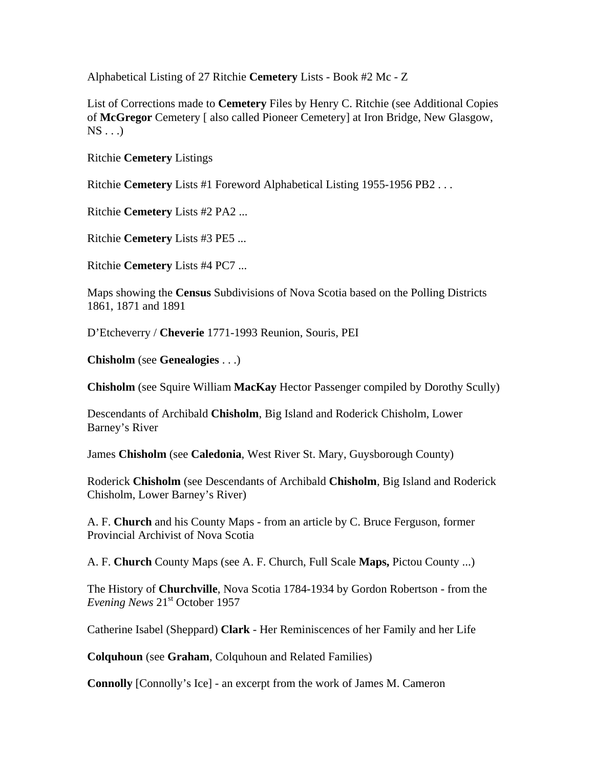Alphabetical Listing of 27 Ritchie **Cemetery** Lists - Book #2 Mc - Z

List of Corrections made to **Cemetery** Files by Henry C. Ritchie (see Additional Copies of **McGregor** Cemetery [ also called Pioneer Cemetery] at Iron Bridge, New Glasgow, NS . . .)

Ritchie **Cemetery** Listings

Ritchie **Cemetery** Lists #1 Foreword Alphabetical Listing 1955-1956 PB2 . . .

Ritchie **Cemetery** Lists #2 PA2 ...

Ritchie **Cemetery** Lists #3 PE5 ...

Ritchie **Cemetery** Lists #4 PC7 ...

Maps showing the **Census** Subdivisions of Nova Scotia based on the Polling Districts 1861, 1871 and 1891

D'Etcheverry / **Cheverie** 1771-1993 Reunion, Souris, PEI

**Chisholm** (see **Genealogies** . . .)

**Chisholm** (see Squire William **MacKay** Hector Passenger compiled by Dorothy Scully)

Descendants of Archibald **Chisholm**, Big Island and Roderick Chisholm, Lower Barney's River

James **Chisholm** (see **Caledonia**, West River St. Mary, Guysborough County)

Roderick **Chisholm** (see Descendants of Archibald **Chisholm**, Big Island and Roderick Chisholm, Lower Barney's River)

A. F. **Church** and his County Maps - from an article by C. Bruce Ferguson, former Provincial Archivist of Nova Scotia

A. F. **Church** County Maps (see A. F. Church, Full Scale **Maps,** Pictou County ...)

The History of **Churchville**, Nova Scotia 1784-1934 by Gordon Robertson - from the *Evening News* 21st October 1957

Catherine Isabel (Sheppard) **Clark** - Her Reminiscences of her Family and her Life

**Colquhoun** (see **Graham**, Colquhoun and Related Families)

**Connolly** [Connolly's Ice] - an excerpt from the work of James M. Cameron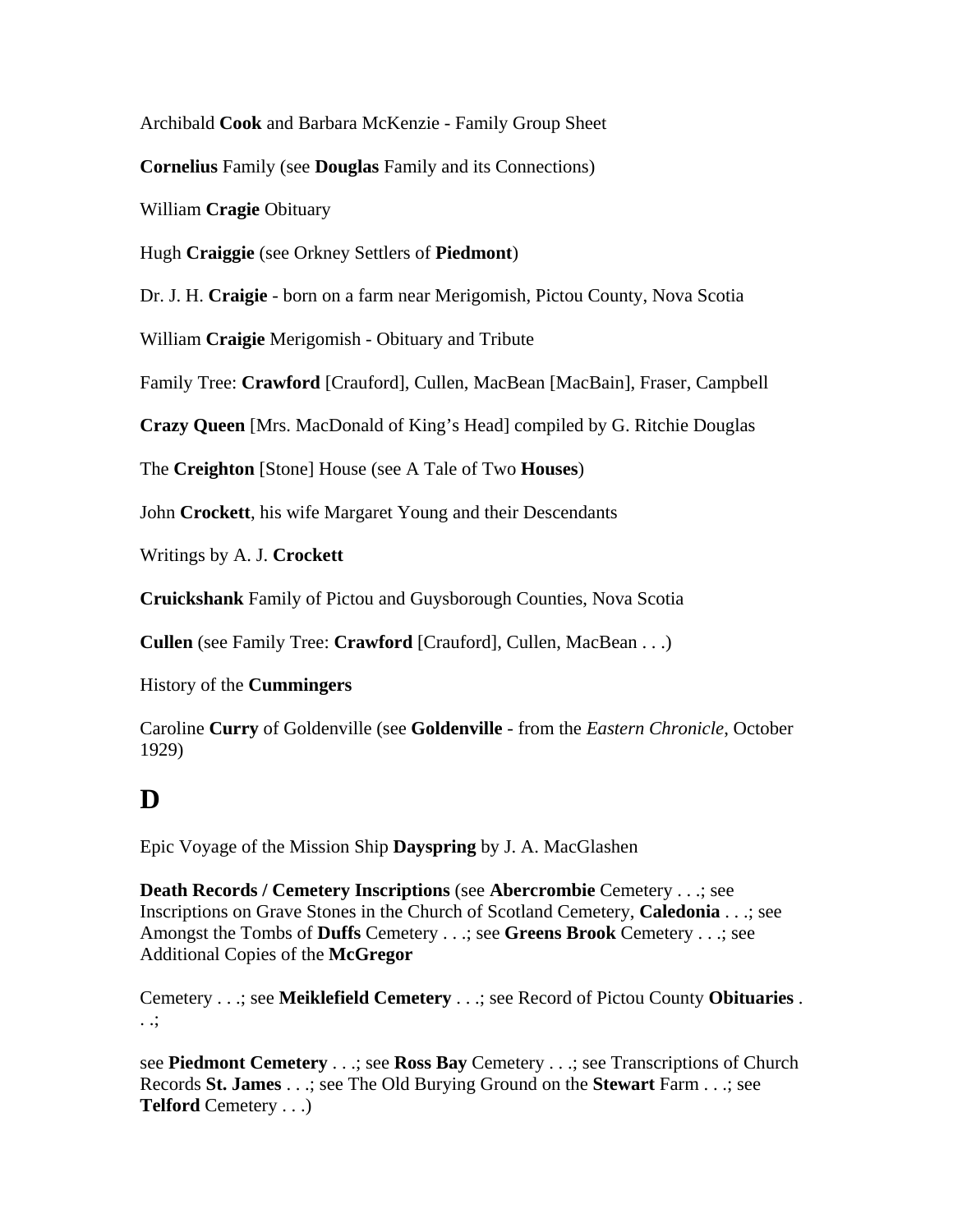Archibald **Cook** and Barbara McKenzie - Family Group Sheet

**Cornelius** Family (see **Douglas** Family and its Connections)

William **Cragie** Obituary

Hugh **Craiggie** (see Orkney Settlers of **Piedmont**)

Dr. J. H. **Craigie** - born on a farm near Merigomish, Pictou County, Nova Scotia

William **Craigie** Merigomish - Obituary and Tribute

Family Tree: **Crawford** [Crauford], Cullen, MacBean [MacBain], Fraser, Campbell

**Crazy Queen** [Mrs. MacDonald of King's Head] compiled by G. Ritchie Douglas

The **Creighton** [Stone] House (see A Tale of Two **Houses**)

John **Crockett**, his wife Margaret Young and their Descendants

Writings by A. J. **Crockett**

**Cruickshank** Family of Pictou and Guysborough Counties, Nova Scotia

**Cullen** (see Family Tree: **Crawford** [Crauford], Cullen, MacBean . . .)

History of the **Cummingers**

Caroline **Curry** of Goldenville (see **Goldenville** - from the *Eastern Chronicle*, October 1929)

# D

Epic Voyage of the Mission Ship **Dayspring** by J. A. MacGlashen

**Death Records / Cemetery Inscriptions** (see **Abercrombie** Cemetery . . .; see Inscriptions on Grave Stones in the Church of Scotland Cemetery, **Caledonia** . . .; see Amongst the Tombs of **Duffs** Cemetery . . .; see **Greens Brook** Cemetery . . .; see Additional Copies of the **McGregor**

Cemetery . . .; see **Meiklefield Cemetery** . . .; see Record of Pictou County **Obituaries** . . .;

see **Piedmont Cemetery** . . .; see **Ross Bay** Cemetery . . .; see Transcriptions of Church Records **St. James** . . .; see The Old Burying Ground on the **Stewart** Farm . . .; see **Telford** Cemetery . . .)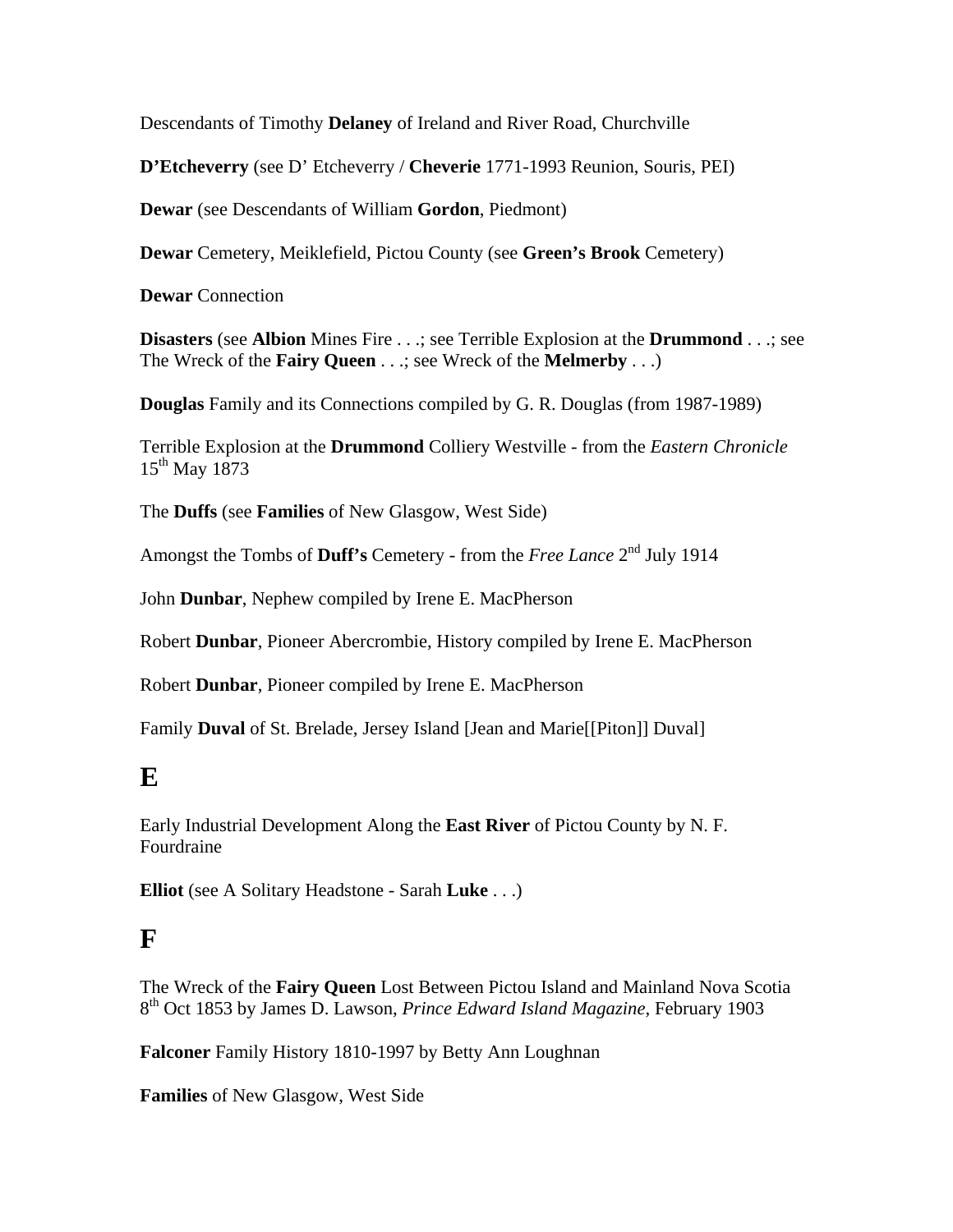Descendants of Timothy **Delaney** of Ireland and River Road, Churchville

**D'Etcheverry** (see D' Etcheverry / **Cheverie** 1771-1993 Reunion, Souris, PEI)

**Dewar** (see Descendants of William **Gordon**, Piedmont)

**Dewar** Cemetery, Meiklefield, Pictou County (see **Green's Brook** Cemetery)

**Dewar** Connection

**Disasters** (see **Albion** Mines Fire . . .; see Terrible Explosion at the **Drummond** . . .; see The Wreck of the **Fairy Queen** . . .; see Wreck of the **Melmerby** . . .)

**Douglas** Family and its Connections compiled by G. R. Douglas (from 1987-1989)

Terrible Explosion at the **Drummond** Colliery Westville - from the *Eastern Chronicle* 15th May 1873

The **Duffs** (see **Families** of New Glasgow, West Side)

Amongst the Tombs of **Duff's** Cemetery - from the *Free Lance* 2nd July 1914

John **Dunbar**, Nephew compiled by Irene E. MacPherson

Robert **Dunbar**, Pioneer Abercrombie, History compiled by Irene E. MacPherson

Robert **Dunbar**, Pioneer compiled by Irene E. MacPherson

Family **Duval** of St. Brelade, Jersey Island [Jean and Marie[[Piton]] Duval]

# E

Early Industrial Development Along the **East River** of Pictou County by N. F. Fourdraine

**Elliot** (see A Solitary Headstone - Sarah **Luke** . . .)

# F

The Wreck of the **Fairy Queen** Lost Between Pictou Island and Mainland Nova Scotia 8th Oct 1853 by James D. Lawson, *Prince Edward Island Magazine*, February 1903

**Falconer** Family History 1810-1997 by Betty Ann Loughnan

**Families** of New Glasgow, West Side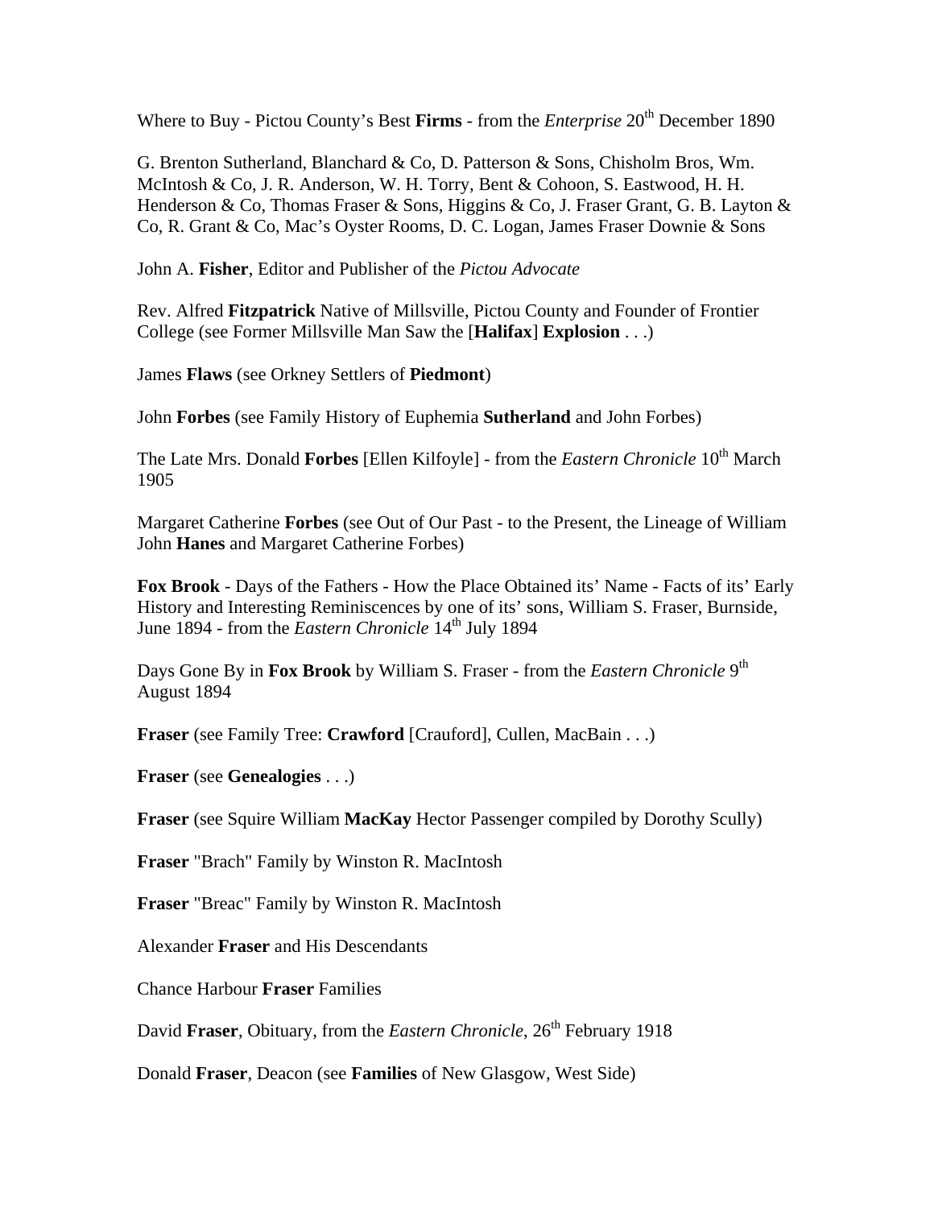Where to Buy - Pictou County's Best **Firms** - from the *Enterprise* 20th December 1890

G. Brenton Sutherland, Blanchard & Co, D. Patterson & Sons, Chisholm Bros, Wm. McIntosh & Co, J. R. Anderson, W. H. Torry, Bent & Cohoon, S. Eastwood, H. H. Henderson & Co, Thomas Fraser & Sons, Higgins & Co, J. Fraser Grant, G. B. Layton & Co, R. Grant & Co, Mac's Oyster Rooms, D. C. Logan, James Fraser Downie & Sons

John A. **Fisher**, Editor and Publisher of the *Pictou Advocate*

Rev. Alfred **Fitzpatrick** Native of Millsville, Pictou County and Founder of Frontier College (see Former Millsville Man Saw the [**Halifax**] **Explosion** . . .)

James **Flaws** (see Orkney Settlers of **Piedmont**)

John **Forbes** (see Family History of Euphemia **Sutherland** and John Forbes)

The Late Mrs. Donald **Forbes** [Ellen Kilfoyle] - from the *Eastern Chronicle* 10th March 1905

Margaret Catherine **Forbes** (see Out of Our Past - to the Present, the Lineage of William John **Hanes** and Margaret Catherine Forbes)

**Fox Brook** - Days of the Fathers - How the Place Obtained its' Name - Facts of its' Early History and Interesting Reminiscences by one of its' sons, William S. Fraser, Burnside, June 1894 - from the *Eastern Chronicle* 14th July 1894

Days Gone By in **Fox Brook** by William S. Fraser - from the *Eastern Chronicle* 9th August 1894

**Fraser** (see Family Tree: **Crawford** [Crauford], Cullen, MacBain . . .)

**Fraser** (see **Genealogies** . . .)

**Fraser** (see Squire William **MacKay** Hector Passenger compiled by Dorothy Scully)

**Fraser** "Brach" Family by Winston R. MacIntosh

**Fraser** "Breac" Family by Winston R. MacIntosh

Alexander **Fraser** and His Descendants

Chance Harbour **Fraser** Families

David **Fraser**, Obituary, from the *Eastern Chronicle*, 26th February 1918

Donald **Fraser**, Deacon (see **Families** of New Glasgow, West Side)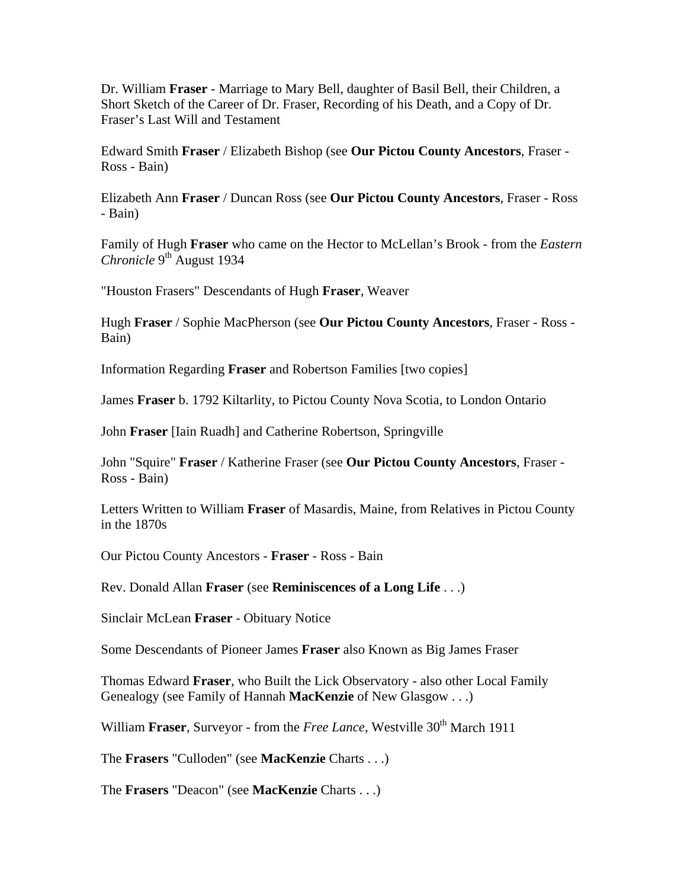Dr. William **Fraser** - Marriage to Mary Bell, daughter of Basil Bell, their Children, a Short Sketch of the Career of Dr. Fraser, Recording of his Death, and a Copy of Dr. Fraser's Last Will and Testament

Edward Smith **Fraser** / Elizabeth Bishop (see **Our Pictou County Ancestors**, Fraser - Ross - Bain)

Elizabeth Ann **Fraser** / Duncan Ross (see **Our Pictou County Ancestors**, Fraser - Ross - Bain)

Family of Hugh **Fraser** who came on the Hector to McLellan's Brook - from the *Eastern Chronicle* 9th August 1934

"Houston Frasers" Descendants of Hugh **Fraser**, Weaver

Hugh **Fraser** / Sophie MacPherson (see **Our Pictou County Ancestors**, Fraser - Ross - Bain)

Information Regarding **Fraser** and Robertson Families [two copies]

James **Fraser** b. 1792 Kiltarlity, to Pictou County Nova Scotia, to London Ontario

John **Fraser** [Iain Ruadh] and Catherine Robertson, Springville

John "Squire" **Fraser** / Katherine Fraser (see **Our Pictou County Ancestors**, Fraser - Ross - Bain)

Letters Written to William **Fraser** of Masardis, Maine, from Relatives in Pictou County in the 1870s

Our Pictou County Ancestors - **Fraser** - Ross - Bain

Rev. Donald Allan **Fraser** (see **Reminiscences of a Long Life** . . .)

Sinclair McLean **Fraser** - Obituary Notice

Some Descendants of Pioneer James **Fraser** also Known as Big James Fraser

Thomas Edward **Fraser**, who Built the Lick Observatory - also other Local Family Genealogy (see Family of Hannah **MacKenzie** of New Glasgow . . .)

William **Fraser**, Surveyor - from the *Free Lance*, Westville 30th March 1911

The **Frasers** "Culloden" (see **MacKenzie** Charts . . .)

The **Frasers** "Deacon" (see **MacKenzie** Charts . . .)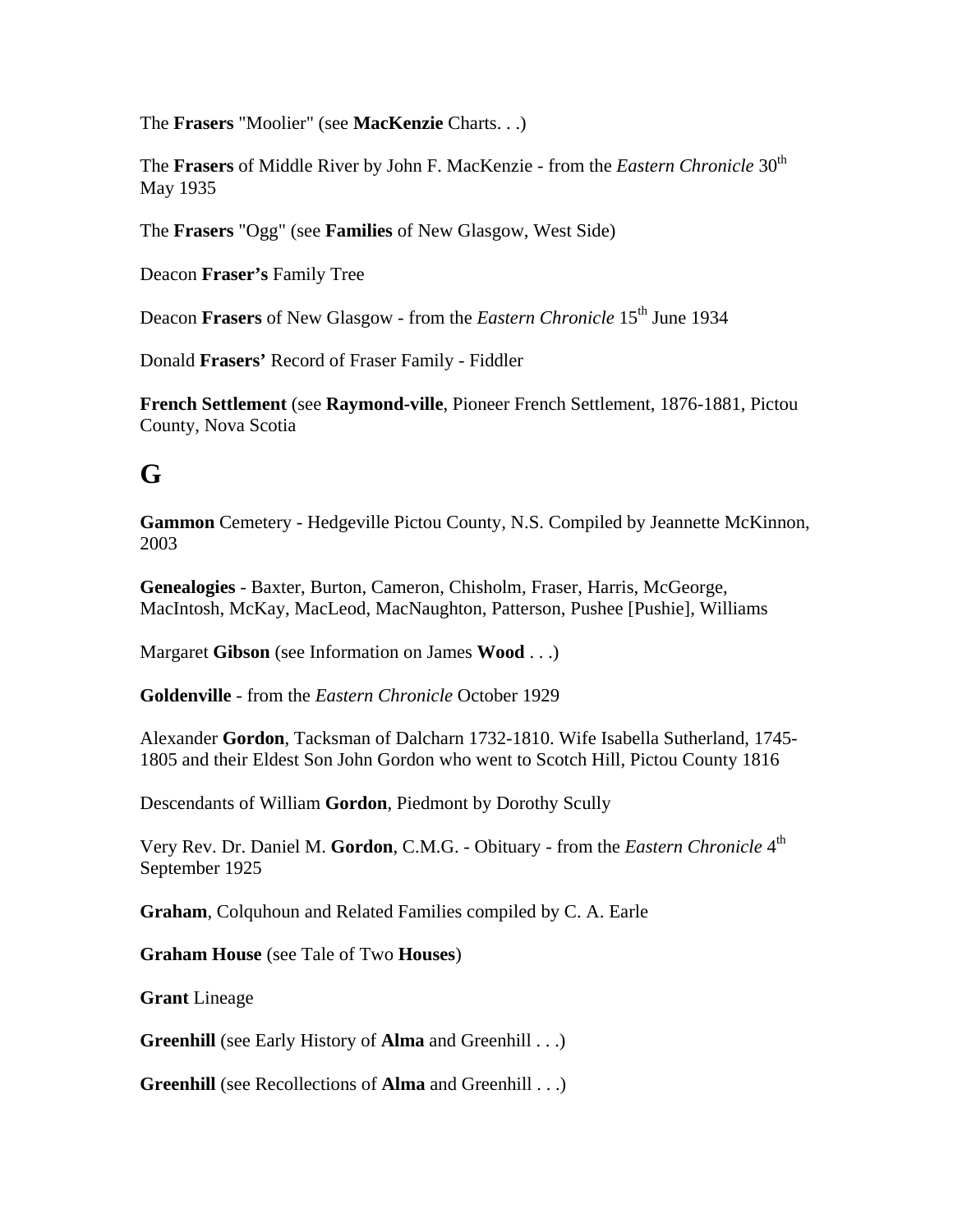The **Frasers** "Moolier" (see **MacKenzie** Charts. . .)

The **Frasers** of Middle River by John F. MacKenzie - from the *Eastern Chronicle* 30th May 1935

The **Frasers** "Ogg" (see **Families** of New Glasgow, West Side)

Deacon **Fraser's** Family Tree

Deacon **Frasers** of New Glasgow - from the *Eastern Chronicle* 15th June 1934

Donald **Frasers'** Record of Fraser Family - Fiddler

**French Settlement** (see **Raymond-ville**, Pioneer French Settlement, 1876-1881, Pictou County, Nova Scotia

# G

**Gammon** Cemetery - Hedgeville Pictou County, N.S. Compiled by Jeannette McKinnon, 2003

**Genealogies** - Baxter, Burton, Cameron, Chisholm, Fraser, Harris, McGeorge, MacIntosh, McKay, MacLeod, MacNaughton, Patterson, Pushee [Pushie], Williams

Margaret **Gibson** (see Information on James **Wood** . . .)

**Goldenville** - from the *Eastern Chronicle* October 1929

Alexander **Gordon**, Tacksman of Dalcharn 1732-1810. Wife Isabella Sutherland, 1745-1805 and their Eldest Son John Gordon who went to Scotch Hill, Pictou County 1816

Descendants of William **Gordon**, Piedmont by Dorothy Scully

Very Rev. Dr. Daniel M. **Gordon**, C.M.G. - Obituary - from the *Eastern Chronicle* 4th September 1925

**Graham**, Colquhoun and Related Families compiled by C. A. Earle

**Graham House** (see Tale of Two **Houses**)

**Grant** Lineage

**Greenhill** (see Early History of **Alma** and Greenhill . . .)

**Greenhill** (see Recollections of **Alma** and Greenhill . . .)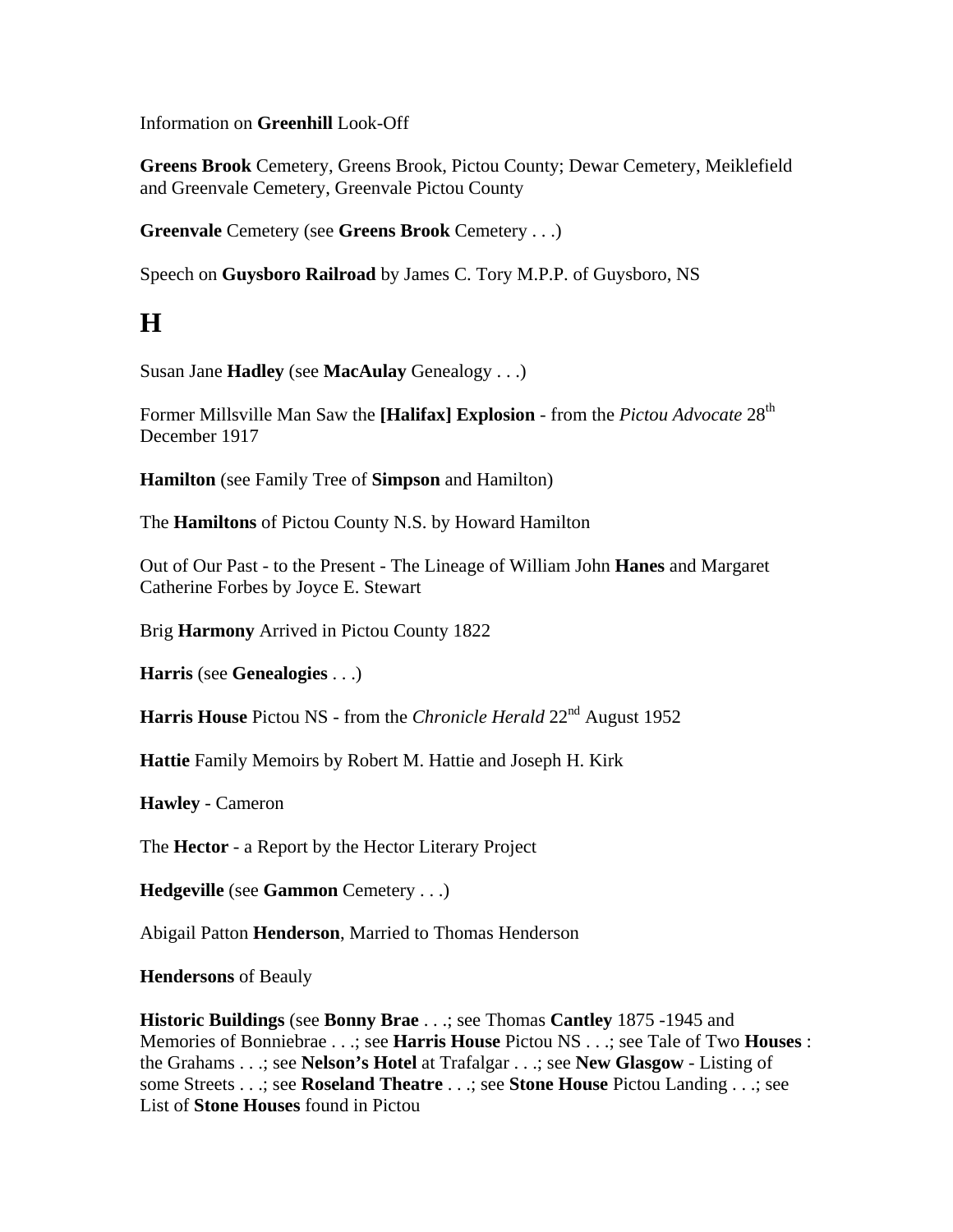Information on **Greenhill** Look-Off

**Greens Brook** Cemetery, Greens Brook, Pictou County; Dewar Cemetery, Meiklefield and Greenvale Cemetery, Greenvale Pictou County

**Greenvale** Cemetery (see **Greens Brook** Cemetery . . .)

Speech on **Guysboro Railroad** by James C. Tory M.P.P. of Guysboro, NS

# H

Susan Jane **Hadley** (see **MacAulay** Genealogy . . .)

Former Millsville Man Saw the **[Halifax] Explosion** - from the *Pictou Advocate* 28th December 1917

**Hamilton** (see Family Tree of **Simpson** and Hamilton)

The **Hamiltons** of Pictou County N.S. by Howard Hamilton

Out of Our Past - to the Present - The Lineage of William John **Hanes** and Margaret Catherine Forbes by Joyce E. Stewart

Brig **Harmony** Arrived in Pictou County 1822

**Harris** (see **Genealogies** . . .)

**Harris House** Pictou NS - from the *Chronicle Herald* 22nd August 1952

**Hattie** Family Memoirs by Robert M. Hattie and Joseph H. Kirk

**Hawley** - Cameron

The **Hector** - a Report by the Hector Literary Project

**Hedgeville** (see **Gammon** Cemetery . . .)

Abigail Patton **Henderson**, Married to Thomas Henderson

**Hendersons** of Beauly

**Historic Buildings** (see **Bonny Brae** . . .; see Thomas **Cantley** 1875 -1945 and Memories of Bonniebrae . . .; see **Harris House** Pictou NS . . .; see Tale of Two **Houses** : the Grahams . . .; see **Nelson's Hotel** at Trafalgar . . .; see **New Glasgow** - Listing of some Streets . . .; see **Roseland Theatre** . . .; see **Stone House** Pictou Landing . . .; see List of **Stone Houses** found in Pictou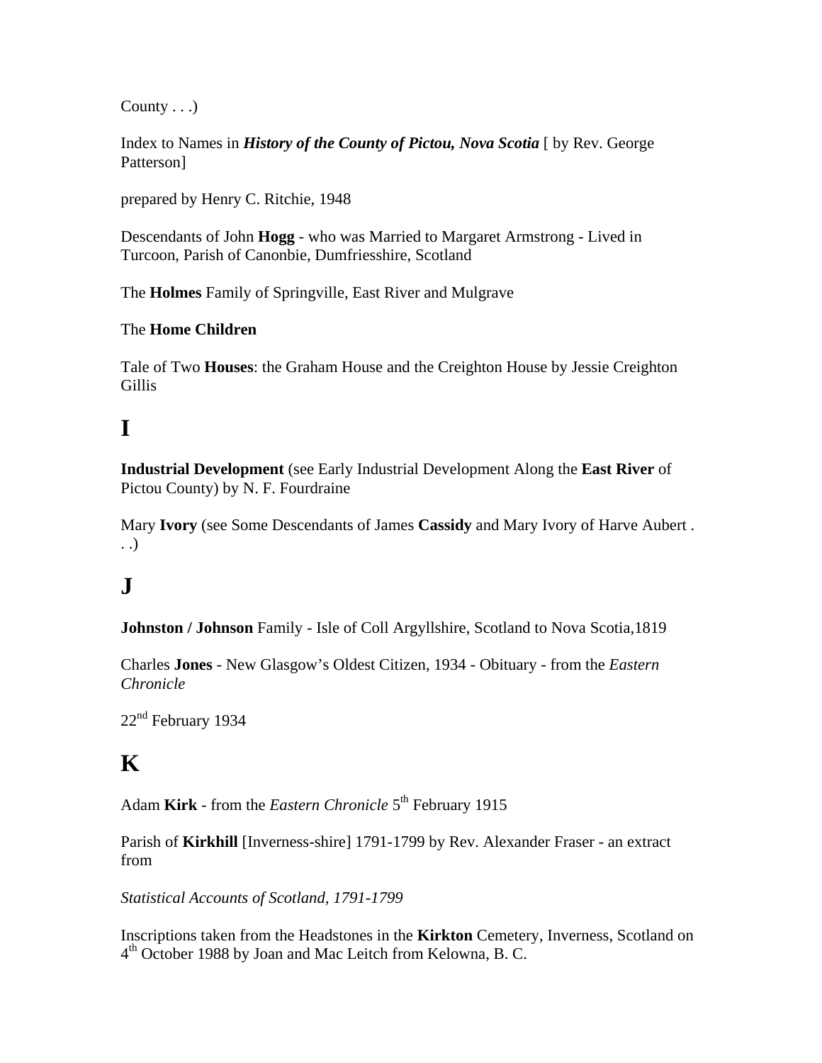County . . .)

Index to Names in ***History of the County of Pictou, Nova Scotia*** [ by Rev. George Patterson]

prepared by Henry C. Ritchie, 1948

Descendants of John **Hogg** - who was Married to Margaret Armstrong - Lived in Turcoon, Parish of Canonbie, Dumfriesshire, Scotland

The **Holmes** Family of Springville, East River and Mulgrave

The **Home Children**

Tale of Two **Houses**: the Graham House and the Creighton House by Jessie Creighton Gillis

# I

**Industrial Development** (see Early Industrial Development Along the **East River** of Pictou County) by N. F. Fourdraine

Mary **Ivory** (see Some Descendants of James **Cassidy** and Mary Ivory of Harve Aubert . . .)

# J

**Johnston / Johnson** Family - Isle of Coll Argyllshire, Scotland to Nova Scotia,1819

Charles **Jones** - New Glasgow's Oldest Citizen, 1934 - Obituary - from the *Eastern Chronicle*

22nd February 1934

# K

Adam **Kirk** - from the *Eastern Chronicle* 5th February 1915

Parish of **Kirkhill** [Inverness-shire] 1791-1799 by Rev. Alexander Fraser - an extract from

*Statistical Accounts of Scotland, 1791-1799*

Inscriptions taken from the Headstones in the **Kirkton** Cemetery, Inverness, Scotland on 4th October 1988 by Joan and Mac Leitch from Kelowna, B. C.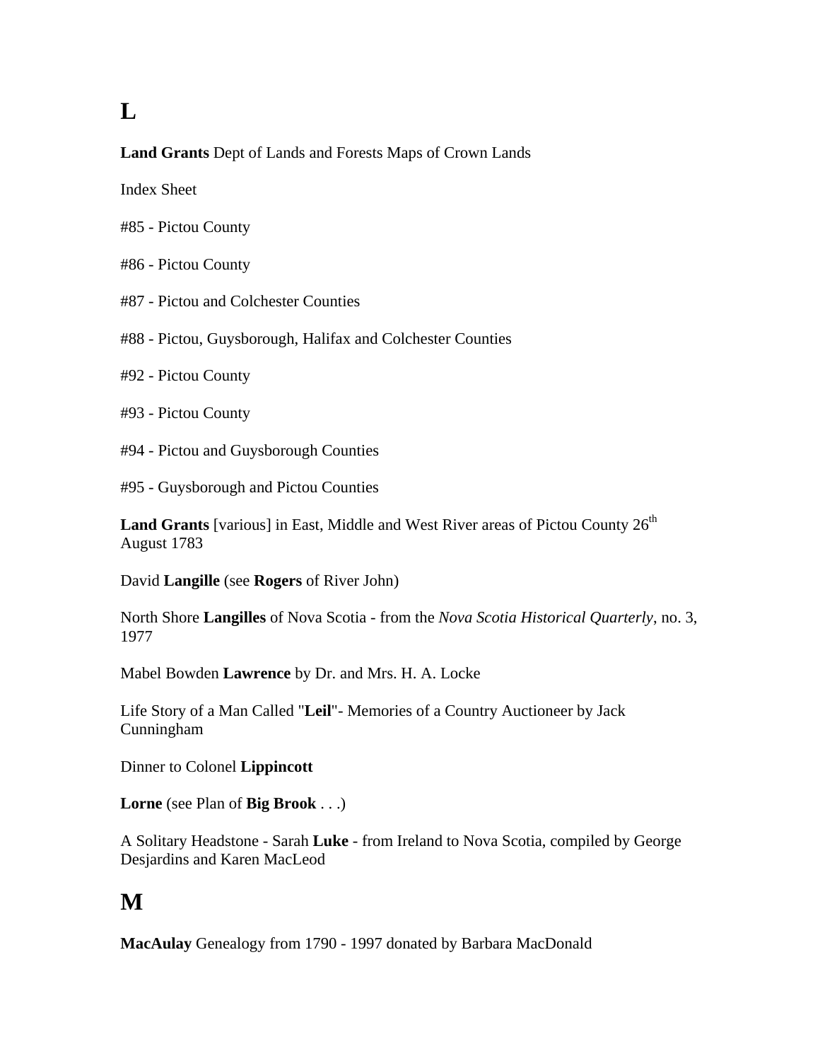# L

**Land Grants** Dept of Lands and Forests Maps of Crown Lands

Index Sheet

#85 - Pictou County

#86 - Pictou County

#87 - Pictou and Colchester Counties

#88 - Pictou, Guysborough, Halifax and Colchester Counties

#92 - Pictou County

#93 - Pictou County

#94 - Pictou and Guysborough Counties

#95 - Guysborough and Pictou Counties

**Land Grants** [various] in East, Middle and West River areas of Pictou County 26th August 1783

David **Langille** (see **Rogers** of River John)

North Shore **Langilles** of Nova Scotia - from the *Nova Scotia Historical Quarterly*, no. 3, 1977

Mabel Bowden **Lawrence** by Dr. and Mrs. H. A. Locke

Life Story of a Man Called "**Leil**"- Memories of a Country Auctioneer by Jack Cunningham

Dinner to Colonel **Lippincott**

**Lorne** (see Plan of **Big Brook** . . .)

A Solitary Headstone - Sarah **Luke** - from Ireland to Nova Scotia, compiled by George Desjardins and Karen MacLeod

# M

**MacAulay** Genealogy from 1790 - 1997 donated by Barbara MacDonald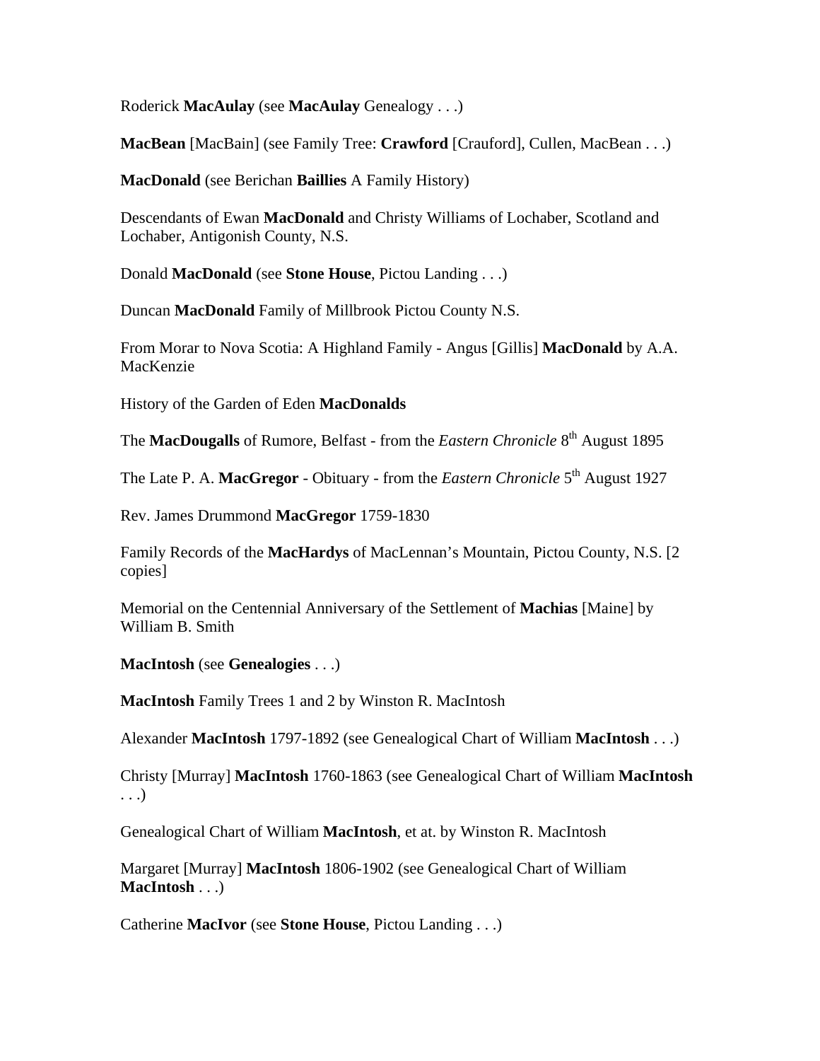Roderick **MacAulay** (see **MacAulay** Genealogy . . .)

**MacBean** [MacBain] (see Family Tree: **Crawford** [Crauford], Cullen, MacBean . . .)

**MacDonald** (see Berichan **Baillies** A Family History)

Descendants of Ewan **MacDonald** and Christy Williams of Lochaber, Scotland and Lochaber, Antigonish County, N.S.

Donald **MacDonald** (see **Stone House**, Pictou Landing . . .)

Duncan **MacDonald** Family of Millbrook Pictou County N.S.

From Morar to Nova Scotia: A Highland Family - Angus [Gillis] **MacDonald** by A.A. MacKenzie

History of the Garden of Eden **MacDonalds**

The **MacDougalls** of Rumore, Belfast - from the *Eastern Chronicle* 8th August 1895

The Late P. A. **MacGregor** - Obituary - from the *Eastern Chronicle* 5th August 1927

Rev. James Drummond **MacGregor** 1759-1830

Family Records of the **MacHardys** of MacLennan's Mountain, Pictou County, N.S. [2 copies]

Memorial on the Centennial Anniversary of the Settlement of **Machias** [Maine] by William B. Smith

**MacIntosh** (see **Genealogies** . . .)

**MacIntosh** Family Trees 1 and 2 by Winston R. MacIntosh

Alexander **MacIntosh** 1797-1892 (see Genealogical Chart of William **MacIntosh** . . .)

Christy [Murray] **MacIntosh** 1760-1863 (see Genealogical Chart of William **MacIntosh** . . .)

Genealogical Chart of William **MacIntosh**, et at. by Winston R. MacIntosh

Margaret [Murray] **MacIntosh** 1806-1902 (see Genealogical Chart of William **MacIntosh** . . .)

Catherine **MacIvor** (see **Stone House**, Pictou Landing . . .)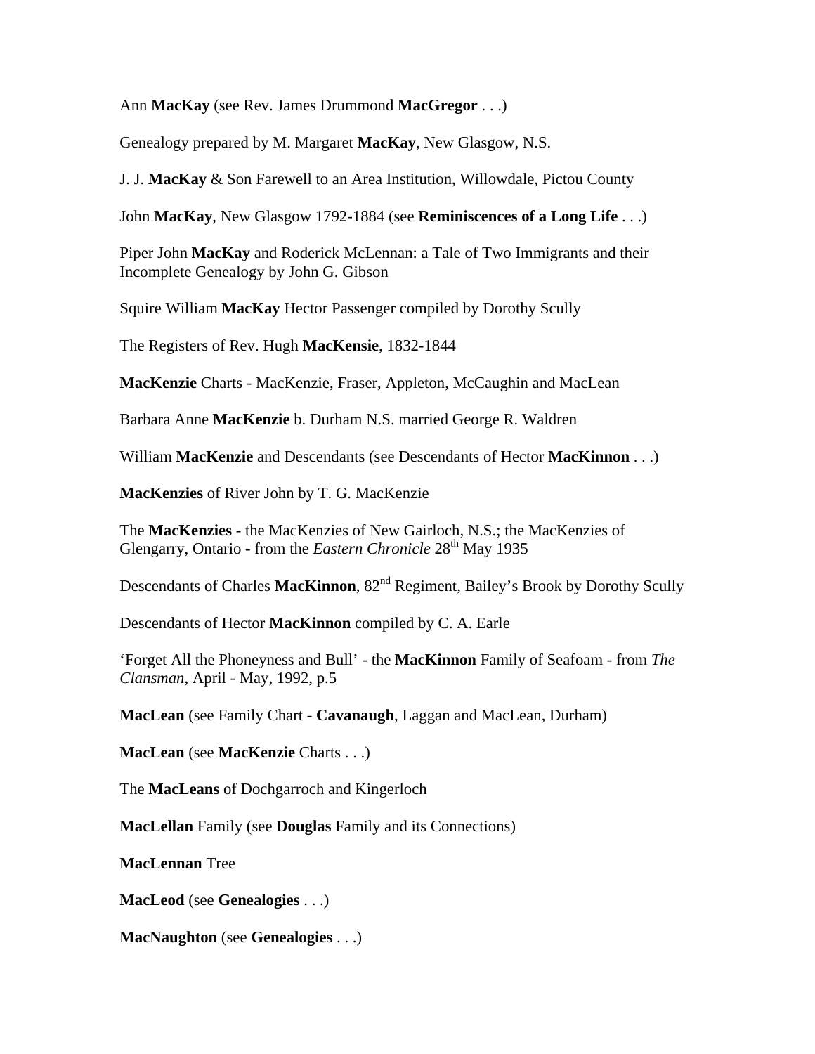Ann **MacKay** (see Rev. James Drummond **MacGregor** . . .)

Genealogy prepared by M. Margaret **MacKay**, New Glasgow, N.S.

J. J. **MacKay** & Son Farewell to an Area Institution, Willowdale, Pictou County

John **MacKay**, New Glasgow 1792-1884 (see **Reminiscences of a Long Life** . . .)

Piper John **MacKay** and Roderick McLennan: a Tale of Two Immigrants and their Incomplete Genealogy by John G. Gibson

Squire William **MacKay** Hector Passenger compiled by Dorothy Scully

The Registers of Rev. Hugh **MacKensie**, 1832-1844

**MacKenzie** Charts - MacKenzie, Fraser, Appleton, McCaughin and MacLean

Barbara Anne **MacKenzie** b. Durham N.S. married George R. Waldren

William **MacKenzie** and Descendants (see Descendants of Hector **MacKinnon** . . .)

**MacKenzies** of River John by T. G. MacKenzie

The **MacKenzies** - the MacKenzies of New Gairloch, N.S.; the MacKenzies of Glengarry, Ontario - from the *Eastern Chronicle* 28th May 1935

Descendants of Charles **MacKinnon**, 82nd Regiment, Bailey's Brook by Dorothy Scully

Descendants of Hector **MacKinnon** compiled by C. A. Earle

'Forget All the Phoneyness and Bull' - the **MacKinnon** Family of Seafoam - from *The Clansman*, April - May, 1992, p.5

**MacLean** (see Family Chart - **Cavanaugh**, Laggan and MacLean, Durham)

**MacLean** (see **MacKenzie** Charts . . .)

The **MacLeans** of Dochgarroch and Kingerloch

**MacLellan** Family (see **Douglas** Family and its Connections)

**MacLennan** Tree

**MacLeod** (see **Genealogies** . . .)

**MacNaughton** (see **Genealogies** . . .)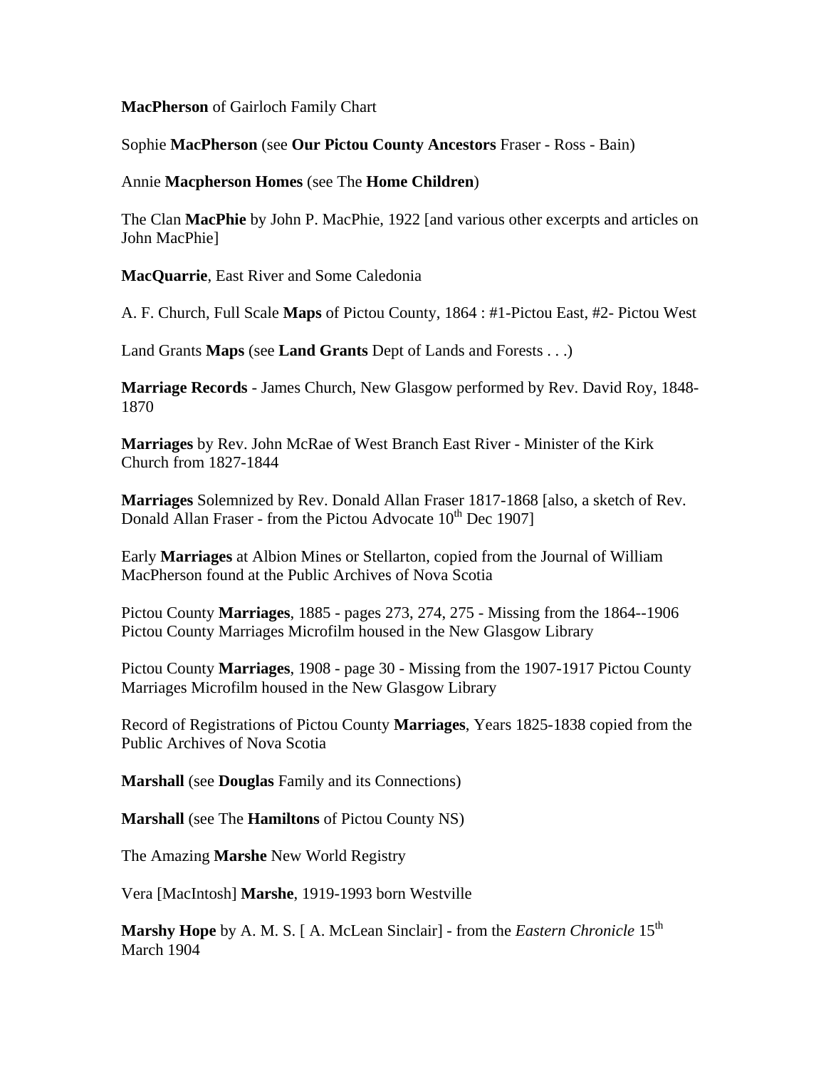**MacPherson** of Gairloch Family Chart

Sophie **MacPherson** (see **Our Pictou County Ancestors** Fraser - Ross - Bain)

Annie **Macpherson Homes** (see The **Home Children**)

The Clan **MacPhie** by John P. MacPhie, 1922 [and various other excerpts and articles on John MacPhie]

**MacQuarrie**, East River and Some Caledonia

A. F. Church, Full Scale **Maps** of Pictou County, 1864 : #1-Pictou East, #2- Pictou West

Land Grants **Maps** (see **Land Grants** Dept of Lands and Forests . . .)

**Marriage Records** - James Church, New Glasgow performed by Rev. David Roy, 1848-1870

**Marriages** by Rev. John McRae of West Branch East River - Minister of the Kirk Church from 1827-1844

**Marriages** Solemnized by Rev. Donald Allan Fraser 1817-1868 [also, a sketch of Rev. Donald Allan Fraser - from the Pictou Advocate 10th Dec 1907]

Early **Marriages** at Albion Mines or Stellarton, copied from the Journal of William MacPherson found at the Public Archives of Nova Scotia

Pictou County **Marriages**, 1885 - pages 273, 274, 275 - Missing from the 1864--1906 Pictou County Marriages Microfilm housed in the New Glasgow Library

Pictou County **Marriages**, 1908 - page 30 - Missing from the 1907-1917 Pictou County Marriages Microfilm housed in the New Glasgow Library

Record of Registrations of Pictou County **Marriages**, Years 1825-1838 copied from the Public Archives of Nova Scotia

**Marshall** (see **Douglas** Family and its Connections)

**Marshall** (see The **Hamiltons** of Pictou County NS)

The Amazing **Marshe** New World Registry

Vera [MacIntosh] **Marshe**, 1919-1993 born Westville

**Marshy Hope** by A. M. S. [ A. McLean Sinclair] - from the *Eastern Chronicle* 15th March 1904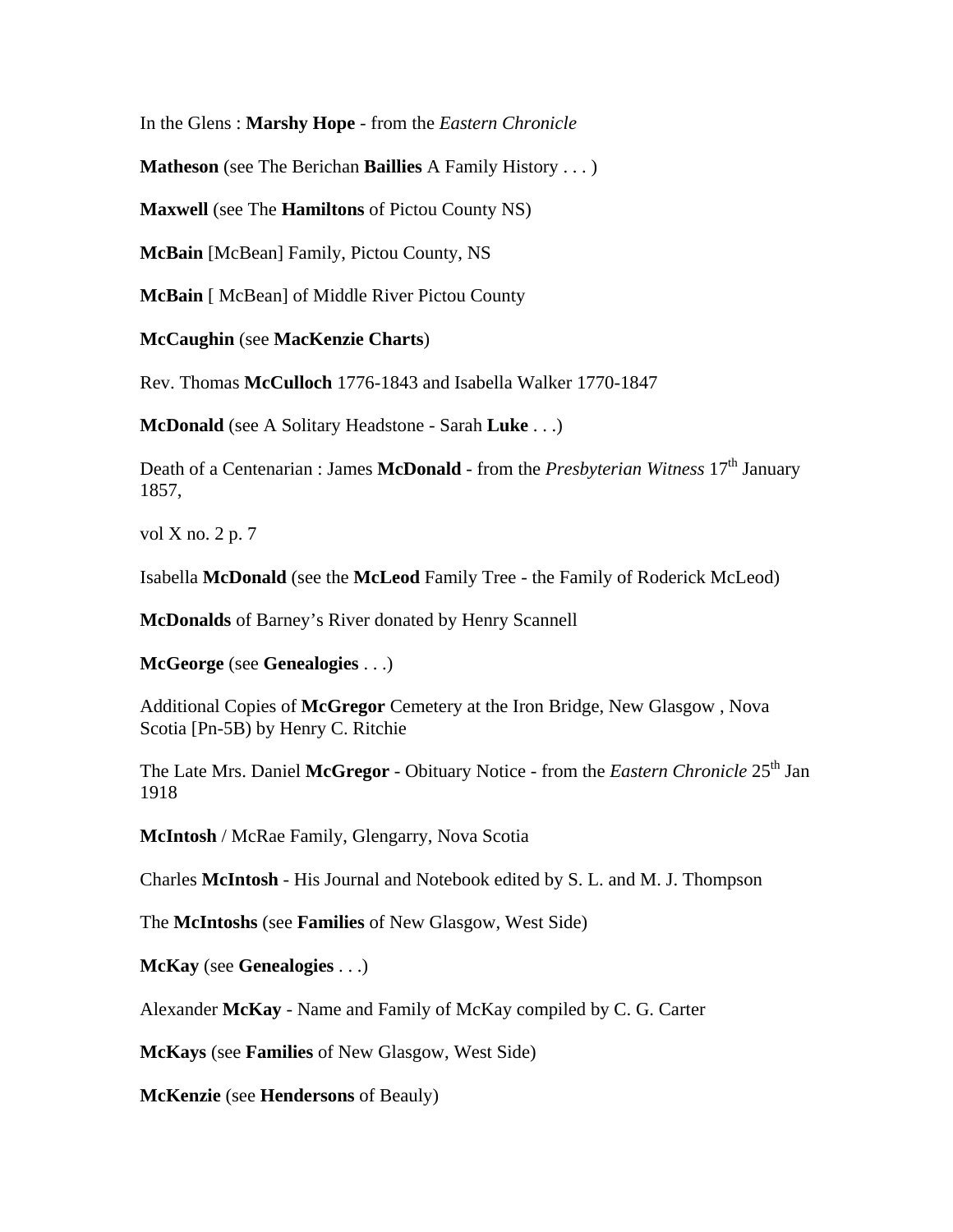In the Glens : **Marshy Hope** - from the *Eastern Chronicle*

**Matheson** (see The Berichan **Baillies** A Family History . . . )

**Maxwell** (see The **Hamiltons** of Pictou County NS)

**McBain** [McBean] Family, Pictou County, NS

**McBain** [ McBean] of Middle River Pictou County

**McCaughin** (see **MacKenzie Charts**)

Rev. Thomas **McCulloch** 1776-1843 and Isabella Walker 1770-1847

**McDonald** (see A Solitary Headstone - Sarah **Luke** . . .)

Death of a Centenarian : James **McDonald** - from the *Presbyterian Witness* 17th January 1857,

vol X no. 2 p. 7

Isabella **McDonald** (see the **McLeod** Family Tree - the Family of Roderick McLeod)

**McDonalds** of Barney's River donated by Henry Scannell

**McGeorge** (see **Genealogies** . . .)

Additional Copies of **McGregor** Cemetery at the Iron Bridge, New Glasgow , Nova Scotia [Pn-5B) by Henry C. Ritchie

The Late Mrs. Daniel **McGregor** - Obituary Notice - from the *Eastern Chronicle* 25th Jan 1918

**McIntosh** / McRae Family, Glengarry, Nova Scotia

Charles **McIntosh** - His Journal and Notebook edited by S. L. and M. J. Thompson

The **McIntoshs** (see **Families** of New Glasgow, West Side)

**McKay** (see **Genealogies** . . .)

Alexander **McKay** - Name and Family of McKay compiled by C. G. Carter

**McKays** (see **Families** of New Glasgow, West Side)

**McKenzie** (see **Hendersons** of Beauly)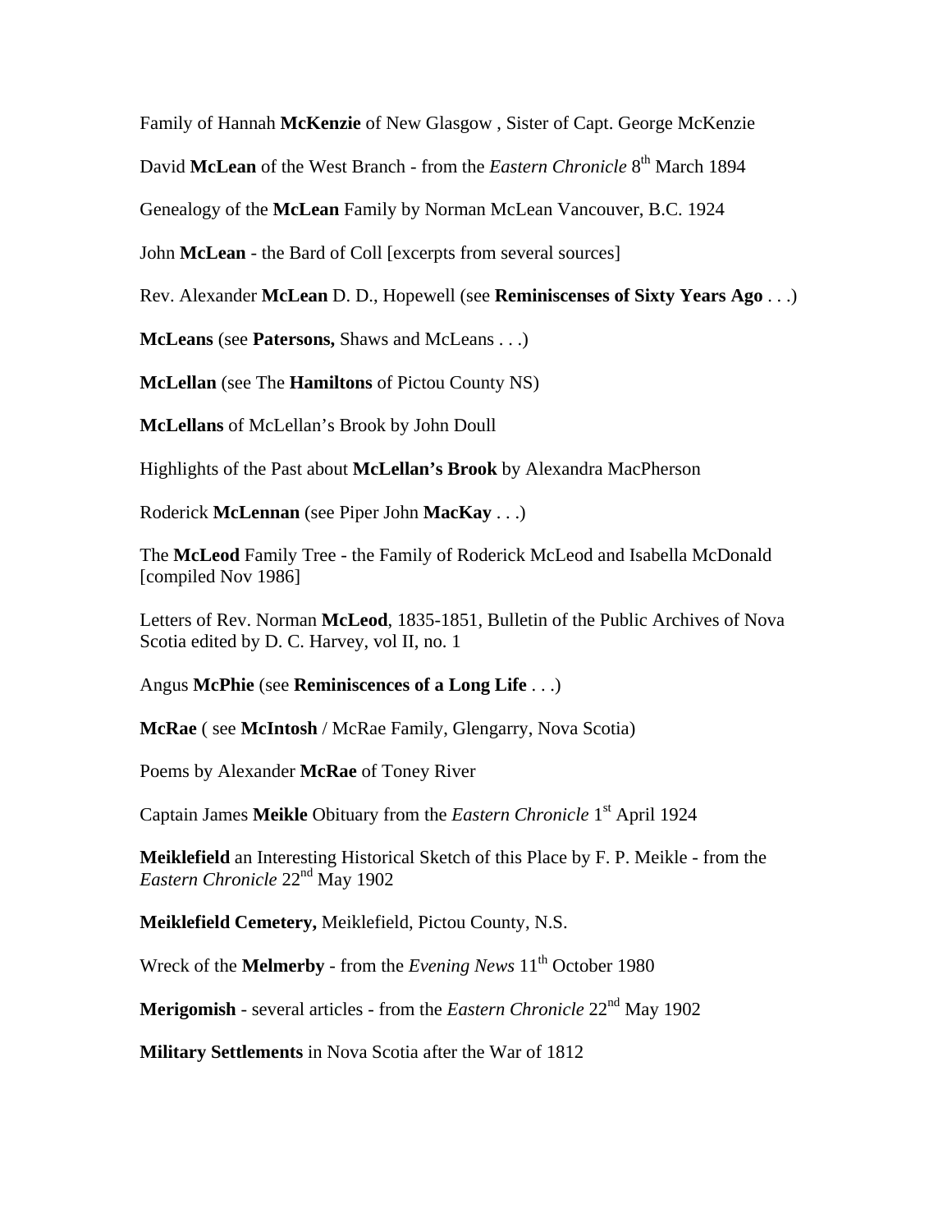Family of Hannah **McKenzie** of New Glasgow , Sister of Capt. George McKenzie

David **McLean** of the West Branch - from the *Eastern Chronicle* 8th March 1894

Genealogy of the **McLean** Family by Norman McLean Vancouver, B.C. 1924

John **McLean** - the Bard of Coll [excerpts from several sources]

Rev. Alexander **McLean** D. D., Hopewell (see **Reminiscenses of Sixty Years Ago** . . .)

**McLeans** (see **Patersons,** Shaws and McLeans . . .)

**McLellan** (see The **Hamiltons** of Pictou County NS)

**McLellans** of McLellan's Brook by John Doull

Highlights of the Past about **McLellan's Brook** by Alexandra MacPherson

Roderick **McLennan** (see Piper John **MacKay** . . .)

The **McLeod** Family Tree - the Family of Roderick McLeod and Isabella McDonald [compiled Nov 1986]

Letters of Rev. Norman **McLeod**, 1835-1851, Bulletin of the Public Archives of Nova Scotia edited by D. C. Harvey, vol II, no. 1

Angus **McPhie** (see **Reminiscences of a Long Life** . . .)

**McRae** ( see **McIntosh** / McRae Family, Glengarry, Nova Scotia)

Poems by Alexander **McRae** of Toney River

Captain James **Meikle** Obituary from the *Eastern Chronicle* 1st April 1924

**Meiklefield** an Interesting Historical Sketch of this Place by F. P. Meikle - from the *Eastern Chronicle* 22nd May 1902

**Meiklefield Cemetery,** Meiklefield, Pictou County, N.S.

Wreck of the **Melmerby** - from the *Evening News* 11th October 1980

**Merigomish** - several articles - from the *Eastern Chronicle* 22nd May 1902

**Military Settlements** in Nova Scotia after the War of 1812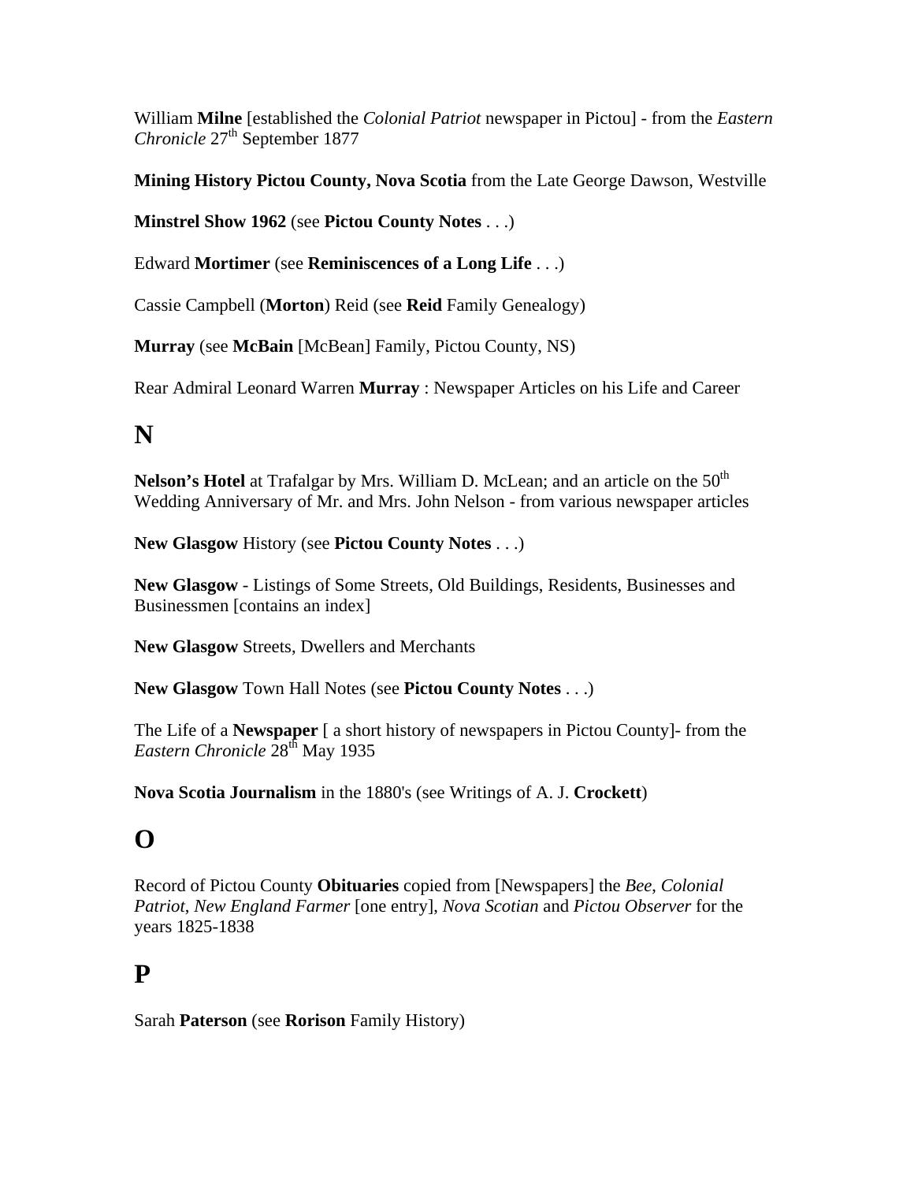William **Milne** [established the *Colonial Patriot* newspaper in Pictou] - from the *Eastern Chronicle* 27th September 1877

**Mining History Pictou County, Nova Scotia** from the Late George Dawson, Westville

**Minstrel Show 1962** (see **Pictou County Notes** . . .)

Edward **Mortimer** (see **Reminiscences of a Long Life** . . .)

Cassie Campbell (**Morton**) Reid (see **Reid** Family Genealogy)

**Murray** (see **McBain** [McBean] Family, Pictou County, NS)

Rear Admiral Leonard Warren **Murray** : Newspaper Articles on his Life and Career

# N

**Nelson's Hotel** at Trafalgar by Mrs. William D. McLean; and an article on the 50th Wedding Anniversary of Mr. and Mrs. John Nelson - from various newspaper articles

**New Glasgow** History (see **Pictou County Notes** . . .)

**New Glasgow** - Listings of Some Streets, Old Buildings, Residents, Businesses and Businessmen [contains an index]

**New Glasgow** Streets, Dwellers and Merchants

**New Glasgow** Town Hall Notes (see **Pictou County Notes** . . .)

The Life of a **Newspaper** [ a short history of newspapers in Pictou County]- from the *Eastern Chronicle* 28th May 1935

**Nova Scotia Journalism** in the 1880's (see Writings of A. J. **Crockett**)

# O

Record of Pictou County **Obituaries** copied from [Newspapers] the *Bee*, *Colonial Patriot*, *New England Farmer* [one entry], *Nova Scotian* and *Pictou Observer* for the years 1825-1838

# P

Sarah **Paterson** (see **Rorison** Family History)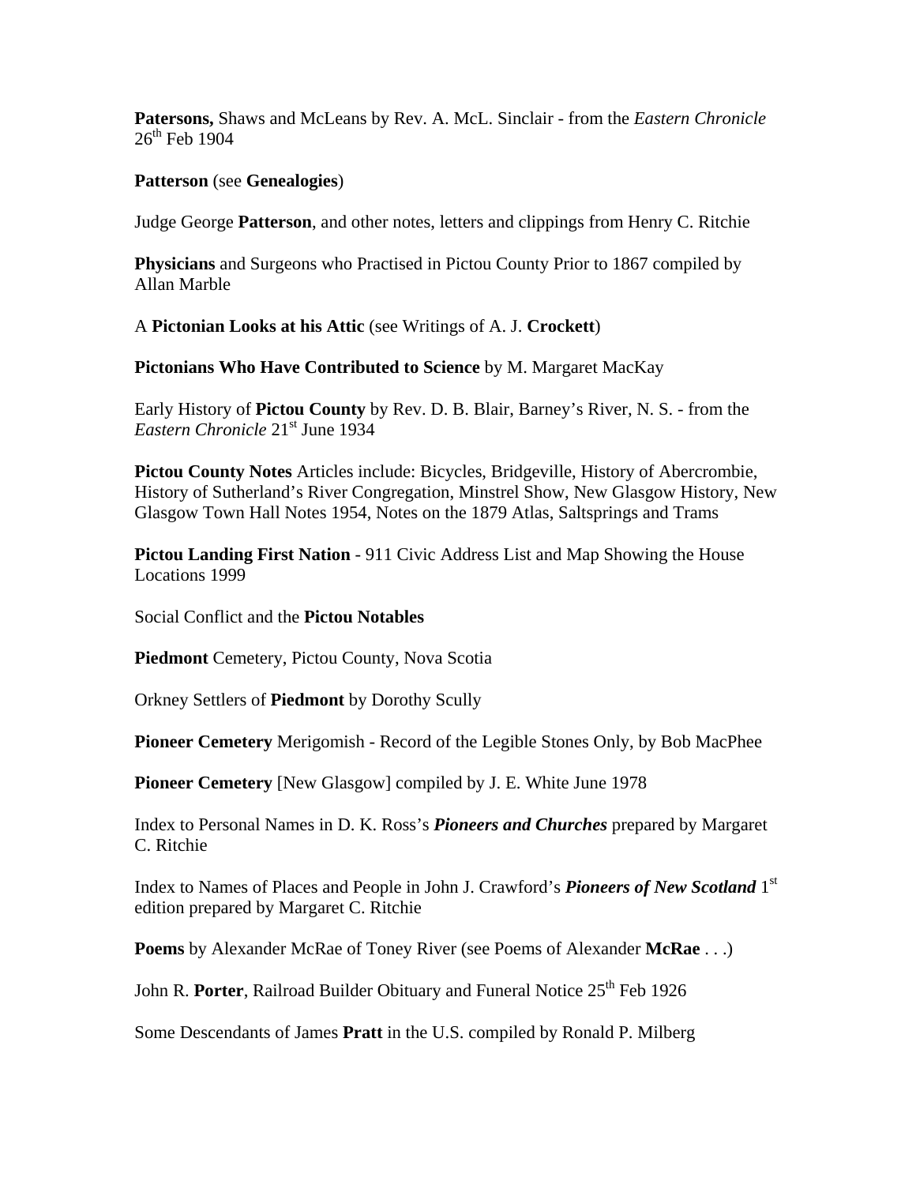**Patersons,** Shaws and McLeans by Rev. A. McL. Sinclair - from the *Eastern Chronicle* 26th Feb 1904

**Patterson** (see **Genealogies**)

Judge George **Patterson**, and other notes, letters and clippings from Henry C. Ritchie

**Physicians** and Surgeons who Practised in Pictou County Prior to 1867 compiled by Allan Marble

A **Pictonian Looks at his Attic** (see Writings of A. J. **Crockett**)

**Pictonians Who Have Contributed to Science** by M. Margaret MacKay

Early History of **Pictou County** by Rev. D. B. Blair, Barney's River, N. S. - from the *Eastern Chronicle* 21st June 1934

**Pictou County Notes** Articles include: Bicycles, Bridgeville, History of Abercrombie, History of Sutherland's River Congregation, Minstrel Show, New Glasgow History, New Glasgow Town Hall Notes 1954, Notes on the 1879 Atlas, Saltsprings and Trams

**Pictou Landing First Nation** - 911 Civic Address List and Map Showing the House Locations 1999

Social Conflict and the **Pictou Notables**

**Piedmont** Cemetery, Pictou County, Nova Scotia

Orkney Settlers of **Piedmont** by Dorothy Scully

**Pioneer Cemetery** Merigomish - Record of the Legible Stones Only, by Bob MacPhee

**Pioneer Cemetery** [New Glasgow] compiled by J. E. White June 1978

Index to Personal Names in D. K. Ross's ***Pioneers and Churches*** prepared by Margaret C. Ritchie

Index to Names of Places and People in John J. Crawford's ***Pioneers of New Scotland*** 1st edition prepared by Margaret C. Ritchie

**Poems** by Alexander McRae of Toney River (see Poems of Alexander **McRae** . . .)

John R. **Porter**, Railroad Builder Obituary and Funeral Notice 25th Feb 1926

Some Descendants of James **Pratt** in the U.S. compiled by Ronald P. Milberg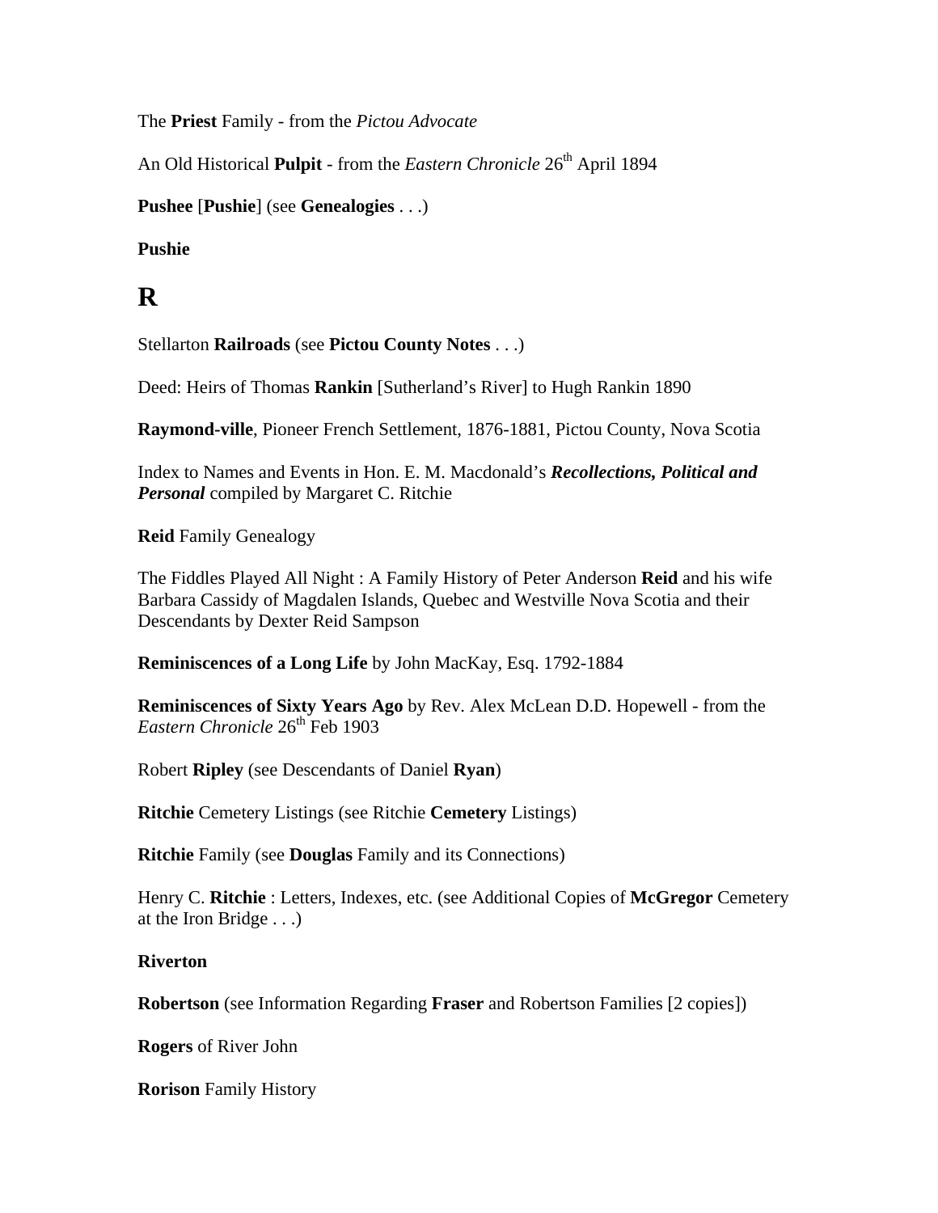The **Priest** Family - from the *Pictou Advocate*

An Old Historical **Pulpit** - from the *Eastern Chronicle* 26th April 1894

**Pushee** [**Pushie**] (see **Genealogies** . . .)

**Pushie**

# R

Stellarton **Railroads** (see **Pictou County Notes** . . .)

Deed: Heirs of Thomas **Rankin** [Sutherland's River] to Hugh Rankin 1890

**Raymond-ville**, Pioneer French Settlement, 1876-1881, Pictou County, Nova Scotia

Index to Names and Events in Hon. E. M. Macdonald's ***Recollections, Political and Personal*** compiled by Margaret C. Ritchie

**Reid** Family Genealogy

The Fiddles Played All Night : A Family History of Peter Anderson **Reid** and his wife Barbara Cassidy of Magdalen Islands, Quebec and Westville Nova Scotia and their Descendants by Dexter Reid Sampson

**Reminiscences of a Long Life** by John MacKay, Esq. 1792-1884

**Reminiscences of Sixty Years Ago** by Rev. Alex McLean D.D. Hopewell - from the *Eastern Chronicle* 26th Feb 1903

Robert **Ripley** (see Descendants of Daniel **Ryan**)

**Ritchie** Cemetery Listings (see Ritchie **Cemetery** Listings)

**Ritchie** Family (see **Douglas** Family and its Connections)

Henry C. **Ritchie** : Letters, Indexes, etc. (see Additional Copies of **McGregor** Cemetery at the Iron Bridge . . .)

**Riverton**

**Robertson** (see Information Regarding **Fraser** and Robertson Families [2 copies])

**Rogers** of River John

**Rorison** Family History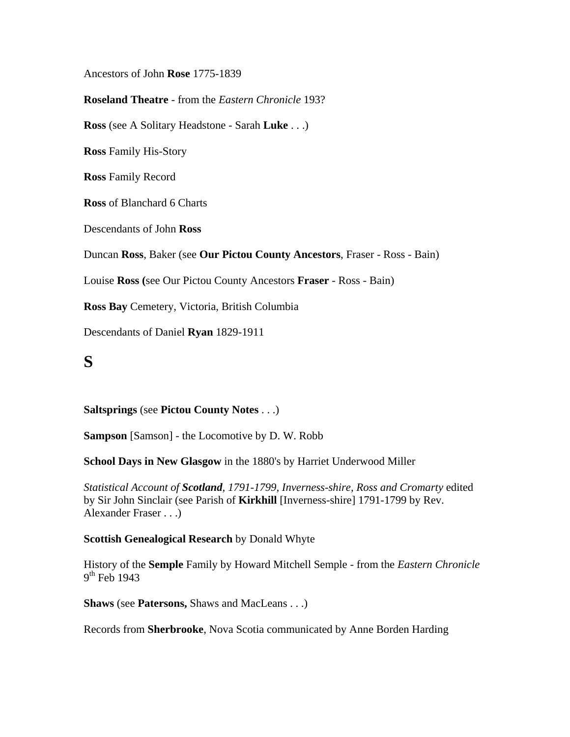Ancestors of John **Rose** 1775-1839

**Roseland Theatre** - from the *Eastern Chronicle* 193?

**Ross** (see A Solitary Headstone - Sarah **Luke** . . .)

**Ross** Family His-Story

**Ross** Family Record

**Ross** of Blanchard 6 Charts

Descendants of John **Ross**

Duncan **Ross**, Baker (see **Our Pictou County Ancestors**, Fraser - Ross - Bain)

Louise **Ross (**see Our Pictou County Ancestors **Fraser** - Ross - Bain)

**Ross Bay** Cemetery, Victoria, British Columbia

Descendants of Daniel **Ryan** 1829-1911

# S

**Saltsprings** (see **Pictou County Notes** . . .)

**Sampson** [Samson] - the Locomotive by D. W. Robb

**School Days in New Glasgow** in the 1880's by Harriet Underwood Miller

*Statistical Account of **Scotland**, 1791-1799, Inverness-shire, Ross and Cromarty* edited by Sir John Sinclair (see Parish of **Kirkhill** [Inverness-shire] 1791-1799 by Rev. Alexander Fraser . . .)

**Scottish Genealogical Research** by Donald Whyte

History of the **Semple** Family by Howard Mitchell Semple - from the *Eastern Chronicle* 9th Feb 1943

**Shaws** (see **Patersons,** Shaws and MacLeans . . .)

Records from **Sherbrooke**, Nova Scotia communicated by Anne Borden Harding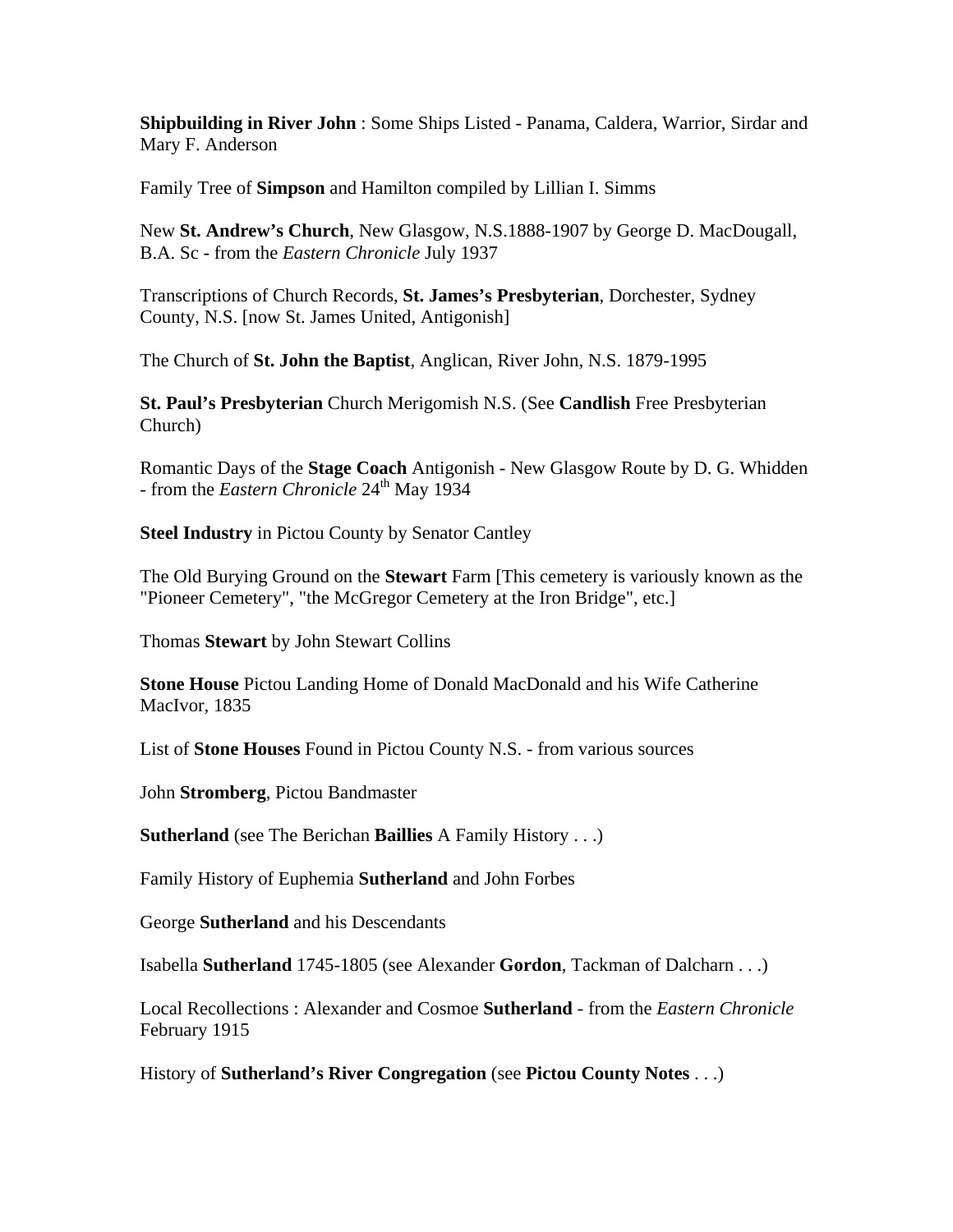**Shipbuilding in River John** : Some Ships Listed - Panama, Caldera, Warrior, Sirdar and Mary F. Anderson

Family Tree of **Simpson** and Hamilton compiled by Lillian I. Simms

New **St. Andrew's Church**, New Glasgow, N.S.1888-1907 by George D. MacDougall, B.A. Sc - from the *Eastern Chronicle* July 1937

Transcriptions of Church Records, **St. James's Presbyterian**, Dorchester, Sydney County, N.S. [now St. James United, Antigonish]

The Church of **St. John the Baptist**, Anglican, River John, N.S. 1879-1995

**St. Paul's Presbyterian** Church Merigomish N.S. (See **Candlish** Free Presbyterian Church)

Romantic Days of the **Stage Coach** Antigonish - New Glasgow Route by D. G. Whidden - from the *Eastern Chronicle* 24th May 1934

**Steel Industry** in Pictou County by Senator Cantley

The Old Burying Ground on the **Stewart** Farm [This cemetery is variously known as the "Pioneer Cemetery", "the McGregor Cemetery at the Iron Bridge", etc.]

Thomas **Stewart** by John Stewart Collins

**Stone House** Pictou Landing Home of Donald MacDonald and his Wife Catherine MacIvor, 1835

List of **Stone Houses** Found in Pictou County N.S. - from various sources

John **Stromberg**, Pictou Bandmaster

**Sutherland** (see The Berichan **Baillies** A Family History . . .)

Family History of Euphemia **Sutherland** and John Forbes

George **Sutherland** and his Descendants

Isabella **Sutherland** 1745-1805 (see Alexander **Gordon**, Tackman of Dalcharn . . .)

Local Recollections : Alexander and Cosmoe **Sutherland** - from the *Eastern Chronicle* February 1915

History of **Sutherland's River Congregation** (see **Pictou County Notes** . . .)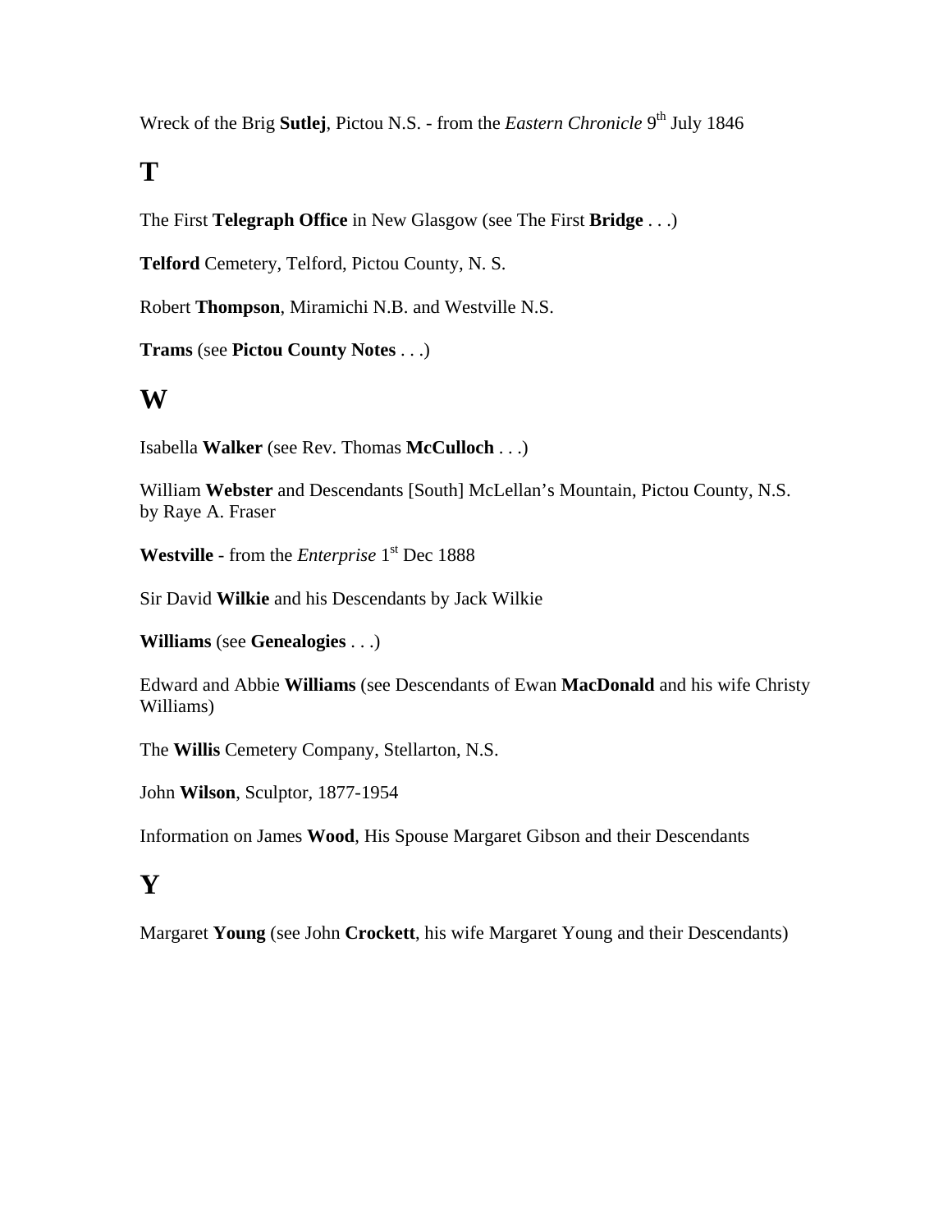Wreck of the Brig **Sutlej**, Pictou N.S. - from the *Eastern Chronicle* 9th July 1846

# T

The First **Telegraph Office** in New Glasgow (see The First **Bridge** . . .)

**Telford** Cemetery, Telford, Pictou County, N. S.

Robert **Thompson**, Miramichi N.B. and Westville N.S.

**Trams** (see **Pictou County Notes** . . .)

# W

Isabella **Walker** (see Rev. Thomas **McCulloch** . . .)

William **Webster** and Descendants [South] McLellan's Mountain, Pictou County, N.S. by Raye A. Fraser

**Westville** - from the *Enterprise* 1st Dec 1888

Sir David **Wilkie** and his Descendants by Jack Wilkie

**Williams** (see **Genealogies** . . .)

Edward and Abbie **Williams** (see Descendants of Ewan **MacDonald** and his wife Christy Williams)

The **Willis** Cemetery Company, Stellarton, N.S.

John **Wilson**, Sculptor, 1877-1954

Information on James **Wood**, His Spouse Margaret Gibson and their Descendants

# Y

Margaret **Young** (see John **Crockett**, his wife Margaret Young and their Descendants)